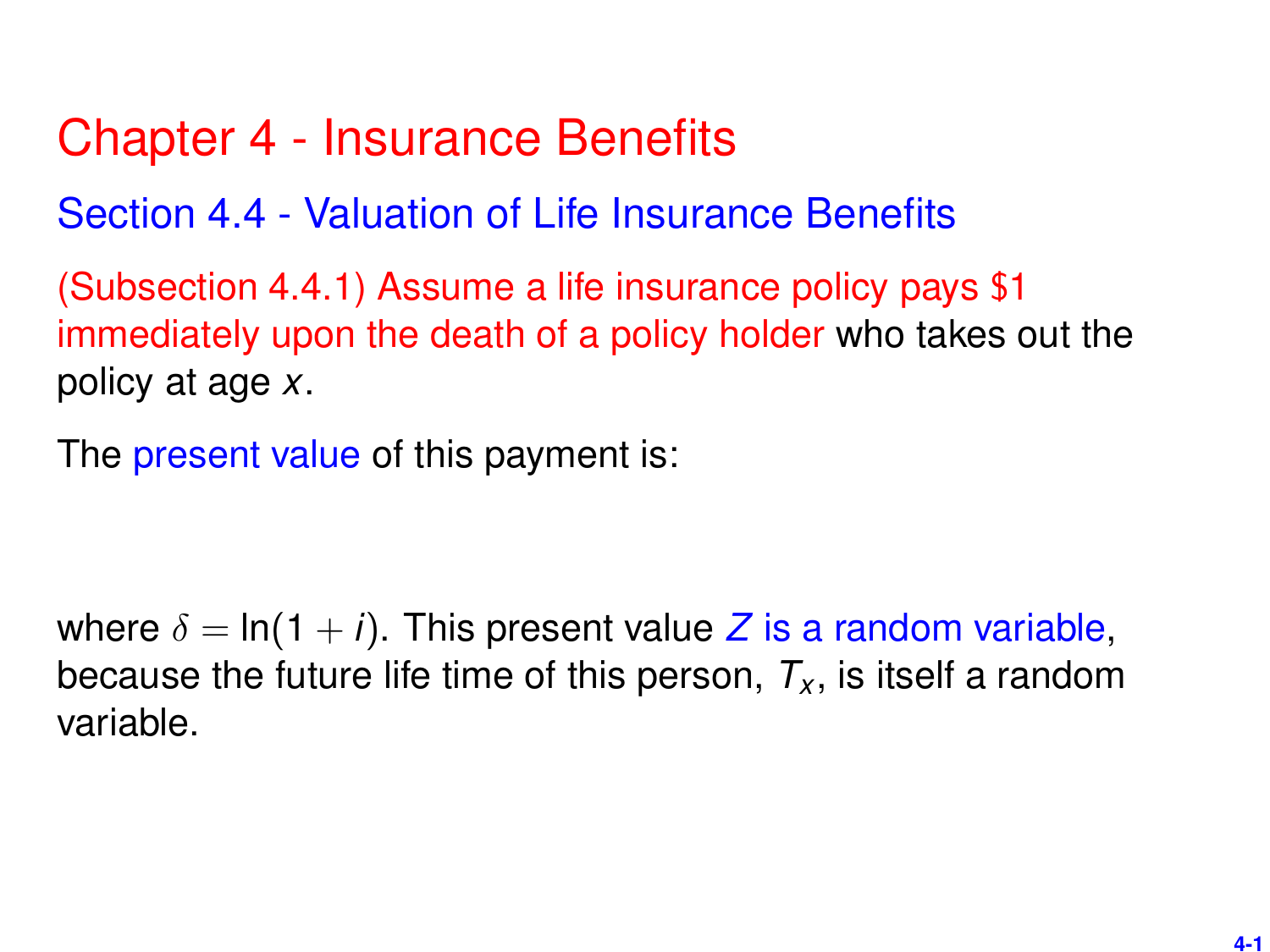# Chapter 4 - Insurance Benefits

## Section 4.4 - Valuation of Life Insurance Benefits

(Subsection 4.4.1) Assume a life insurance policy pays $1 immediately upon the death of a policy holder who takes out the policy at age $x$.

The present value of this payment is:

where $\delta = \ln(1 + i)$. This present value $Z$ is a random variable, because the future life time of this person, $T_x$, is itself a random variable.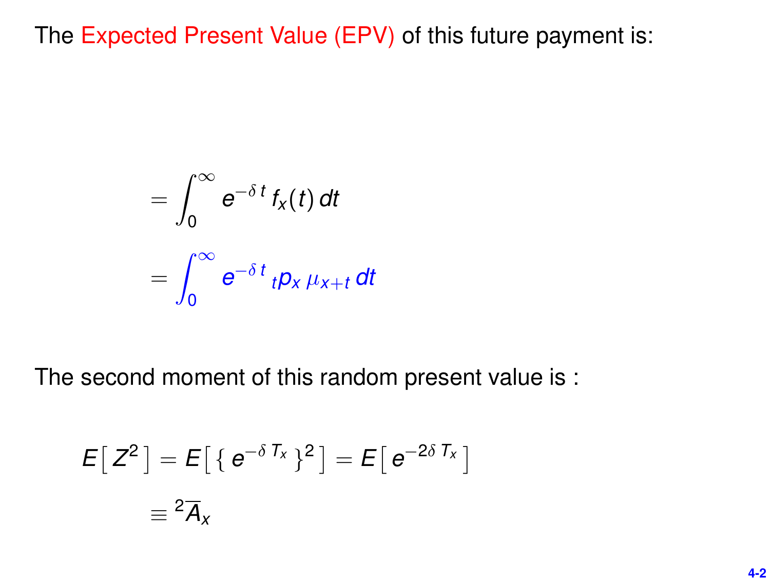The Expected Present Value (EPV) of this future payment is:

$$= \int_0^\infty e^{-\delta t} f_x(t)\, dt$$

$$= \int_0^\infty e^{-\delta t} \, {}_tp_x \, \mu_{x+t} \, dt$$

The second moment of this random present value is :

$$E[\, Z^2 \,] = E[\, \{ \, e^{-\delta \, T_x} \, \}^2 \,] = E[\, e^{-2\delta \, T_x} \,]$$

$$\equiv {}^2\overline{A}_x$$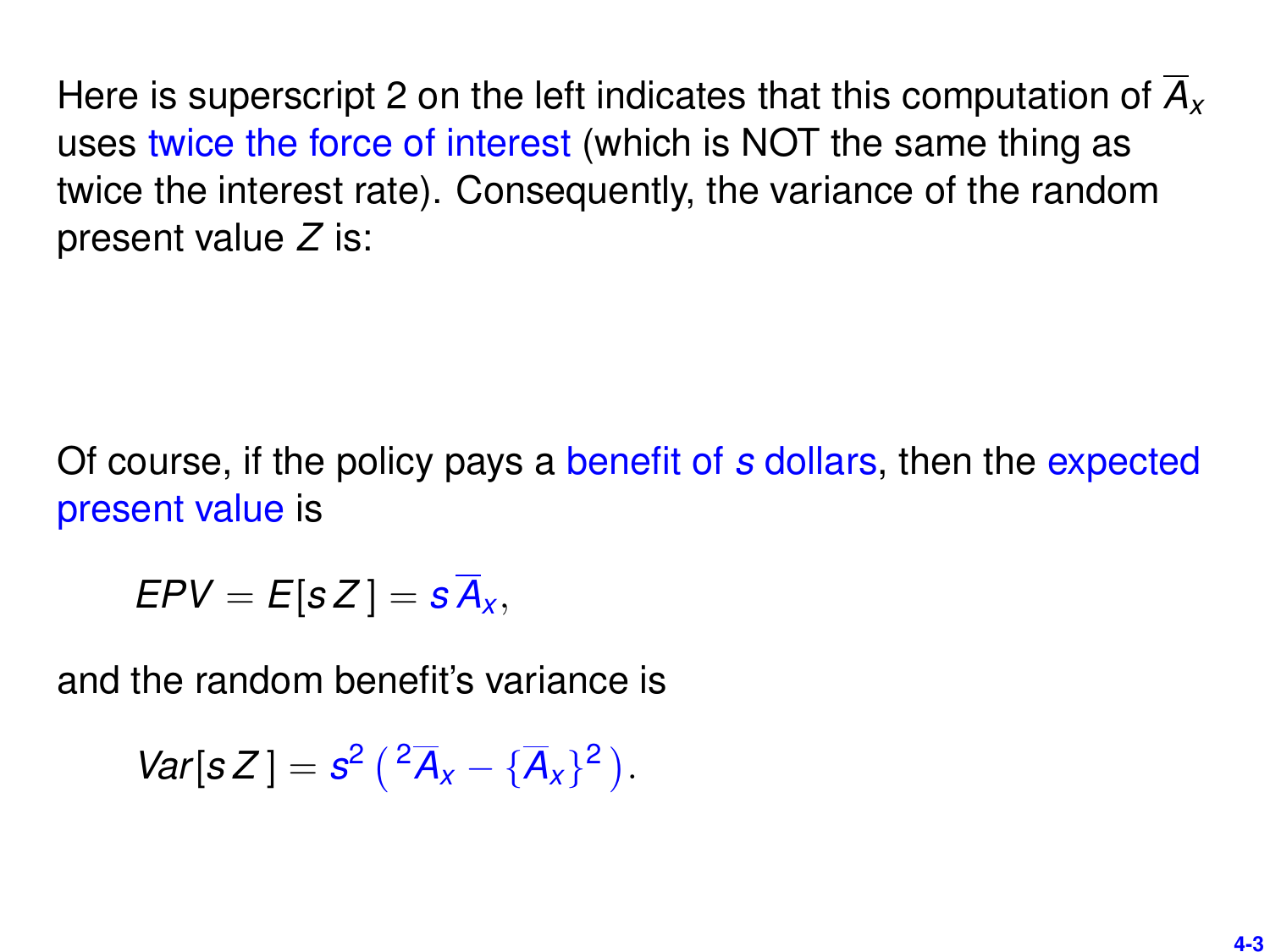Here is superscript 2 on the left indicates that this computation of $\overline{A}_x$ uses twice the force of interest (which is NOT the same thing as twice the interest rate). Consequently, the variance of the random present value $Z$ is:

Of course, if the policy pays a benefit of $s$ dollars, then the expected present value is

$$EPV = E[s\,Z\,] = s\,\overline{A}_x,$$

and the random benefit's variance is

$$Var[s\,Z\,] = s^2\left(\,{}^2\overline{A}_x - \{\overline{A}_x\}^2\,\right).$$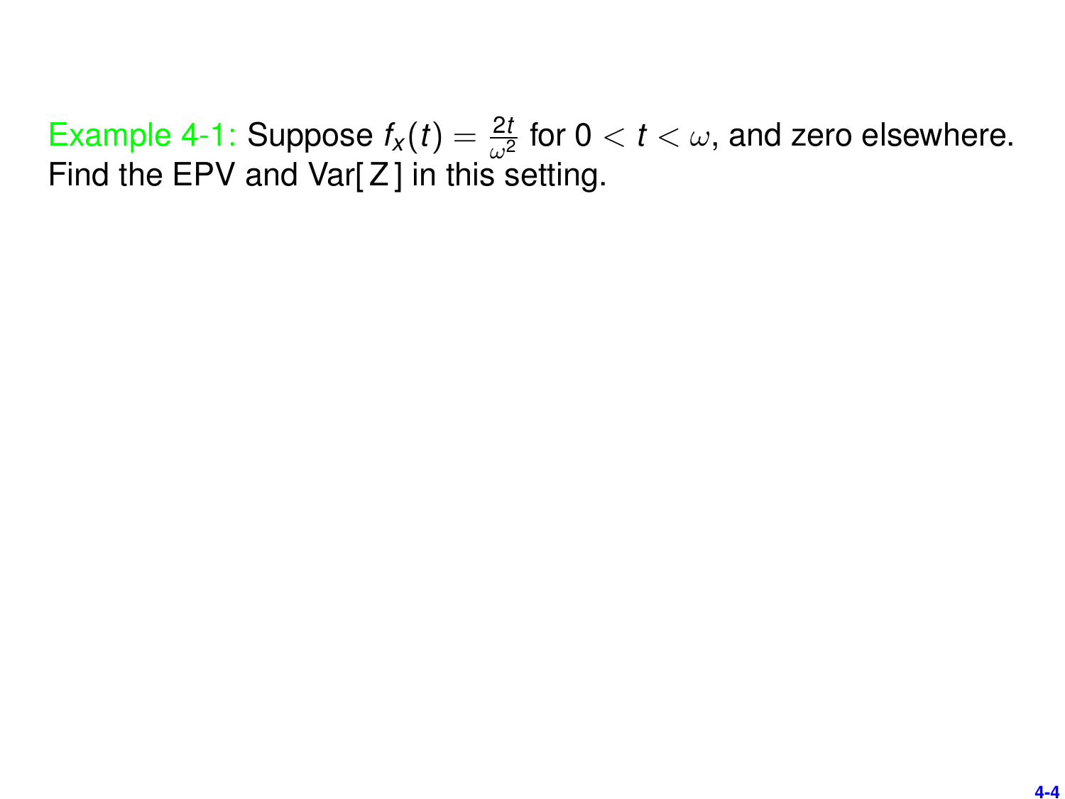Example 4-1: Suppose $f_x(t) = \frac{2t}{\omega^2}$ for $0 < t < \omega$, and zero elsewhere. Find the EPV and Var[ Z ] in this setting.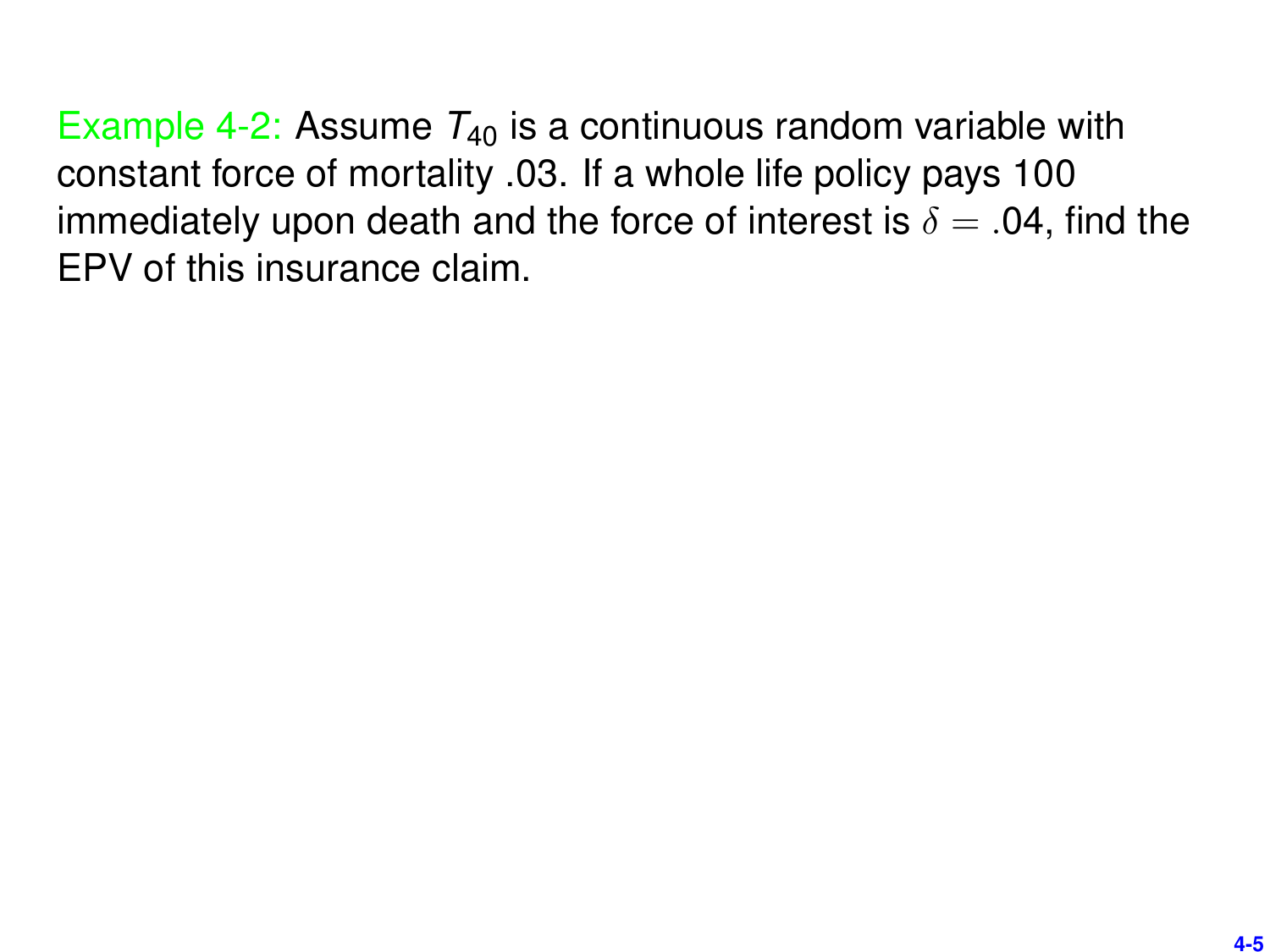Example 4-2: Assume $T_{40}$ is a continuous random variable with constant force of mortality .03. If a whole life policy pays 100 immediately upon death and the force of interest is $\delta = .04$, find the EPV of this insurance claim.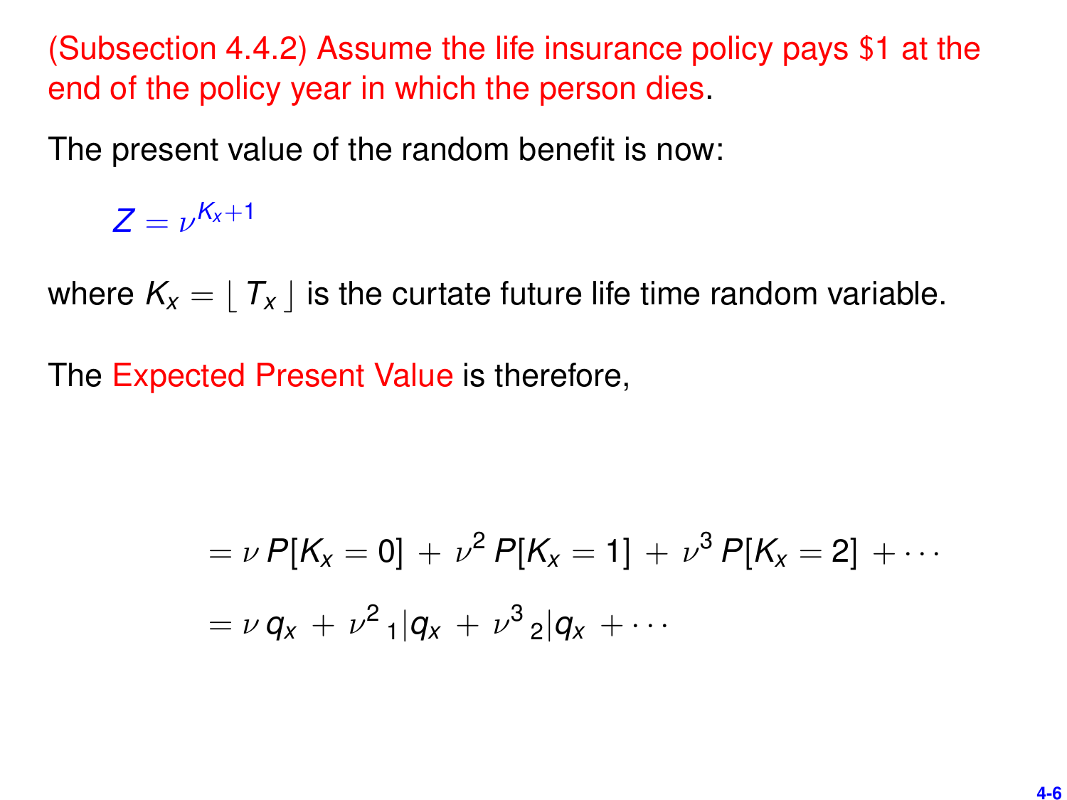(Subsection 4.4.2) Assume the life insurance policy pays $1 at the end of the policy year in which the person dies.

The present value of the random benefit is now:

$$Z = \nu^{K_x+1}$$

where $K_x = \lfloor T_x \rfloor$ is the curtate future life time random variable.

The Expected Present Value is therefore,

$$= \nu \, P[K_x = 0] + \nu^2 \, P[K_x = 1] + \nu^3 \, P[K_x = 2] + \cdots$$

$$= \nu \, q_x + \nu^2 \, {}_{1|}q_x + \nu^3 \, {}_{2|}q_x + \cdots$$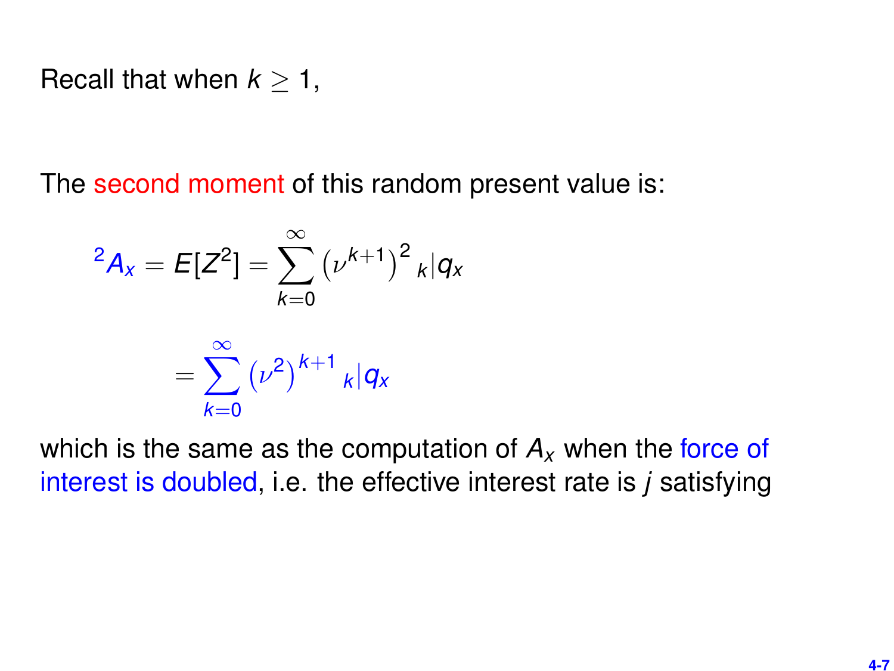Recall that when $k \geq 1$,

The second moment of this random present value is:

$$
{}^2A_x = E[Z^2] = \sum_{k=0}^{\infty} \left(\nu^{k+1}\right)^2 {}_{k|}q_x
$$

$$
= \sum_{k=0}^{\infty} \left(\nu^2\right)^{k+1} {}_{k|}q_x
$$

which is the same as the computation of $A_x$ when the force of interest is doubled, i.e. the effective interest rate is $j$ satisfying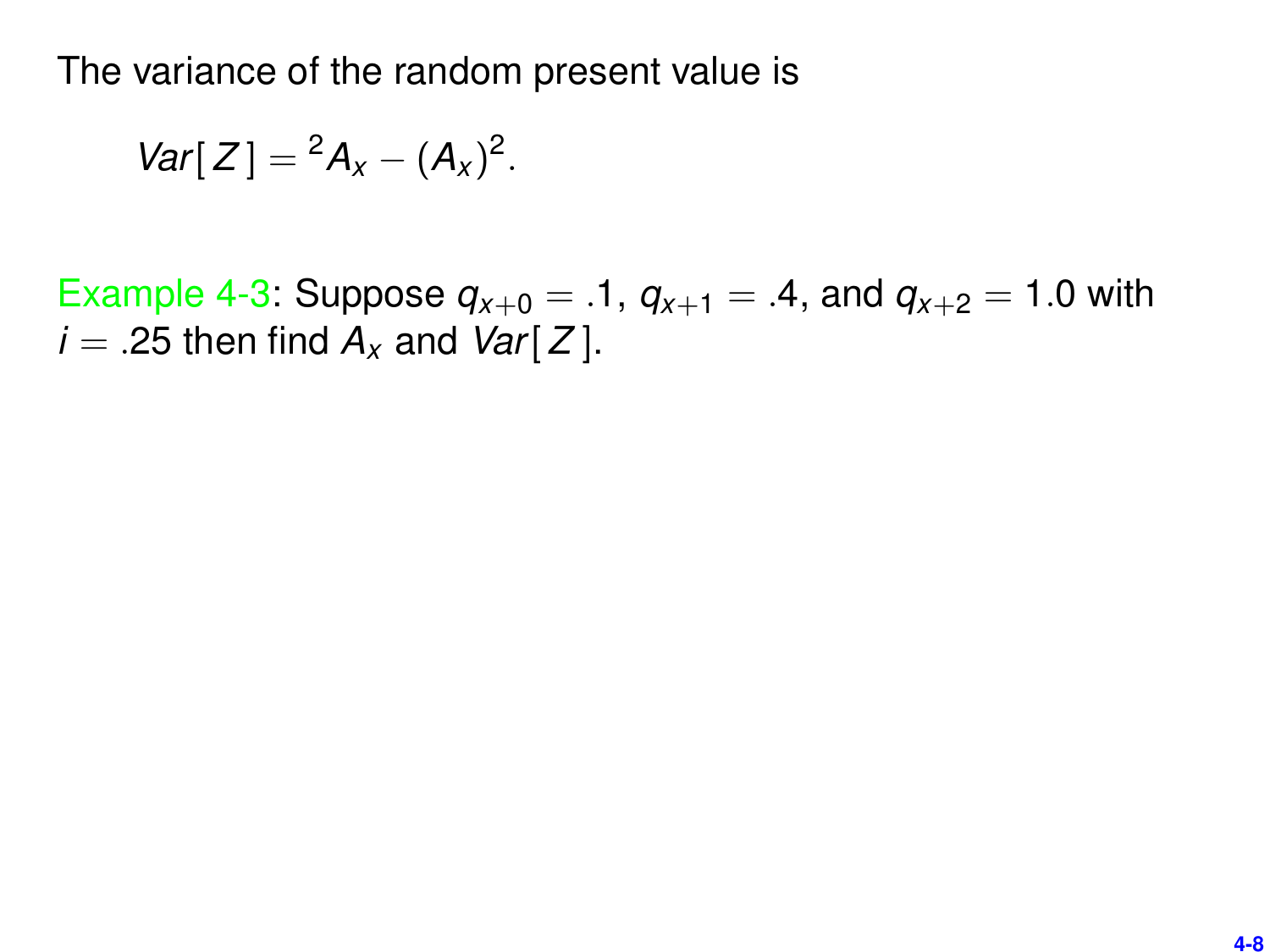The variance of the random present value is

$$Var[\,Z\,] = {}^2A_x - (A_x)^2.$$

Example 4-3: Suppose $q_{x+0} = .1$, $q_{x+1} = .4$, and $q_{x+2} = 1.0$ with $i = .25$ then find $A_x$ and $Var[\,Z\,]$.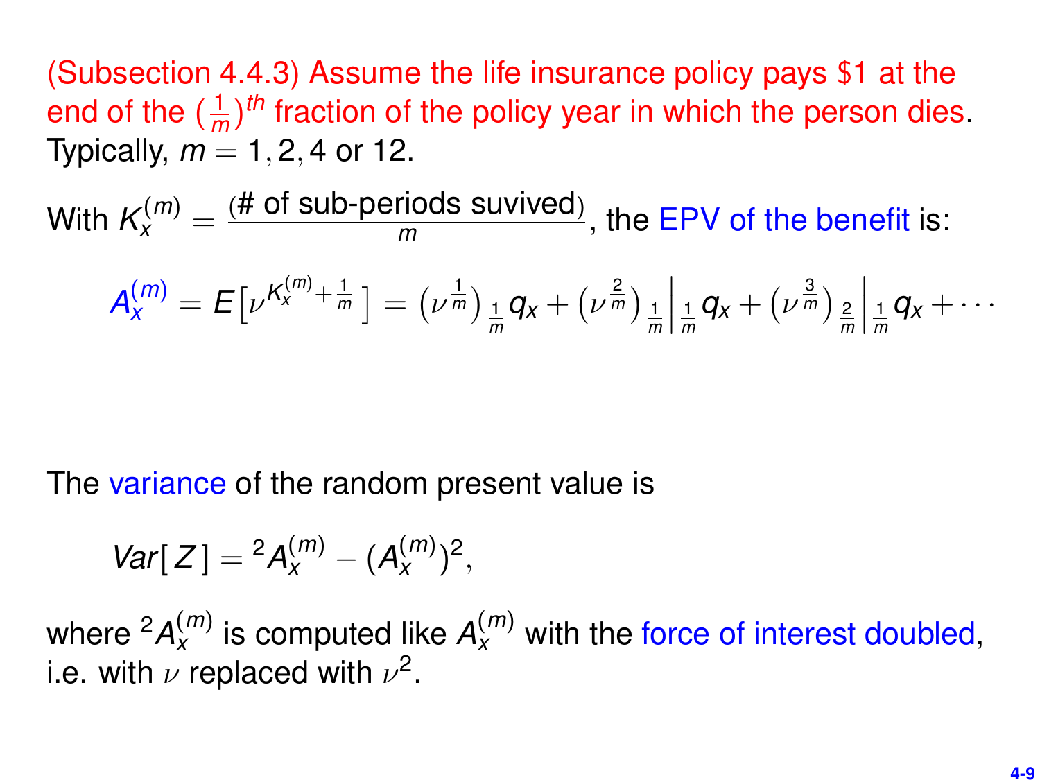(Subsection 4.4.3) Assume the life insurance policy pays \$1 at the end of the $(\frac{1}{m})^{th}$ fraction of the policy year in which the person dies. Typically, $m = 1, 2, 4$ or 12.

With $K_x^{(m)} = \frac{(\text{\# of sub-periods suvived})}{m}$, the EPV of the benefit is:

$$A_x^{(m)} = E\left[\nu^{K_x^{(m)}+\frac{1}{m}}\right] = \left(\nu^{\frac{1}{m}}\right) {}_{\frac{1}{m}}q_x + \left(\nu^{\frac{2}{m}}\right) {}_{\frac{1}{m}}\Big|_{\frac{1}{m}}q_x + \left(\nu^{\frac{3}{m}}\right) {}_{\frac{2}{m}}\Big|_{\frac{1}{m}}q_x + \cdots$$

The variance of the random present value is

$$Var[Z] = {}^2A_x^{(m)} - (A_x^{(m)})^2,$$

where ${}^2A_x^{(m)}$ is computed like $A_x^{(m)}$ with the force of interest doubled, i.e. with $\nu$ replaced with $\nu^2$.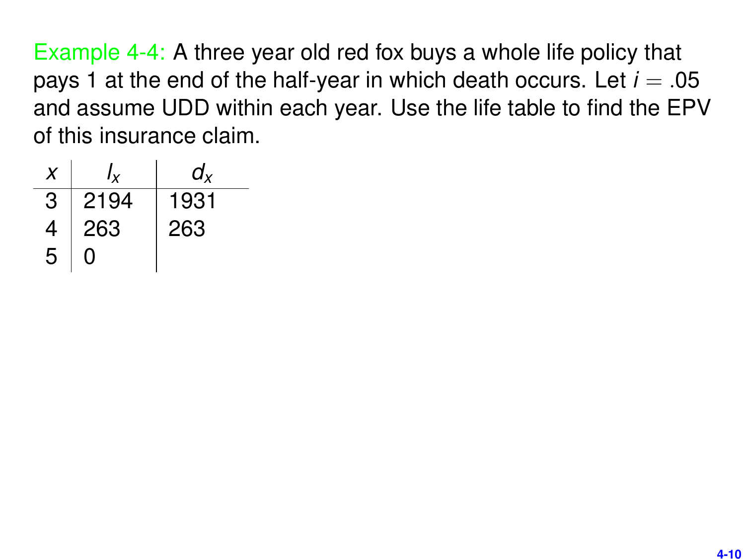Example 4-4: A three year old red fox buys a whole life policy that pays 1 at the end of the half-year in which death occurs. Let $i = .05$ and assume UDD within each year. Use the life table to find the EPV of this insurance claim.

| $x$ | $l_x$ | $d_x$ |
|---|---|---|
| 3 | 2194 | 1931 |
| 4 | 263 | 263 |
| 5 | 0 | |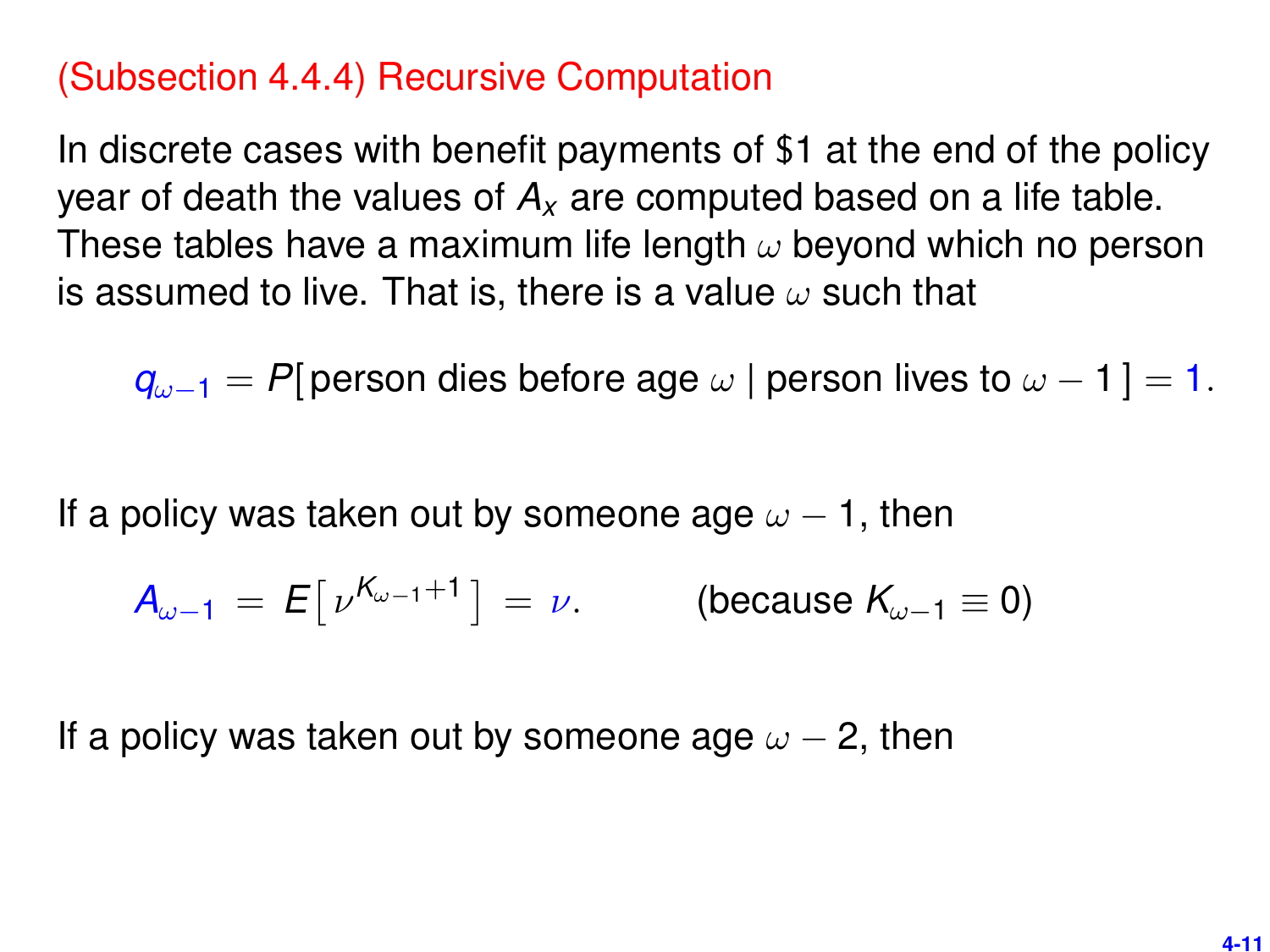## (Subsection 4.4.4) Recursive Computation

In discrete cases with benefit payments of \$1 at the end of the policy year of death the values of $A_x$ are computed based on a life table. These tables have a maximum life length $\omega$ beyond which no person is assumed to live. That is, there is a value $\omega$ such that

$$q_{\omega-1} = P[\,\text{person dies before age } \omega \mid \text{person lives to } \omega - 1\,] = 1.$$

If a policy was taken out by someone age $\omega - 1$, then

$$A_{\omega-1} \;=\; E\left[\,\nu^{K_{\omega-1}+1}\,\right] \;=\; \nu. \qquad \text{(because } K_{\omega-1} \equiv 0\text{)}$$

If a policy was taken out by someone age $\omega - 2$, then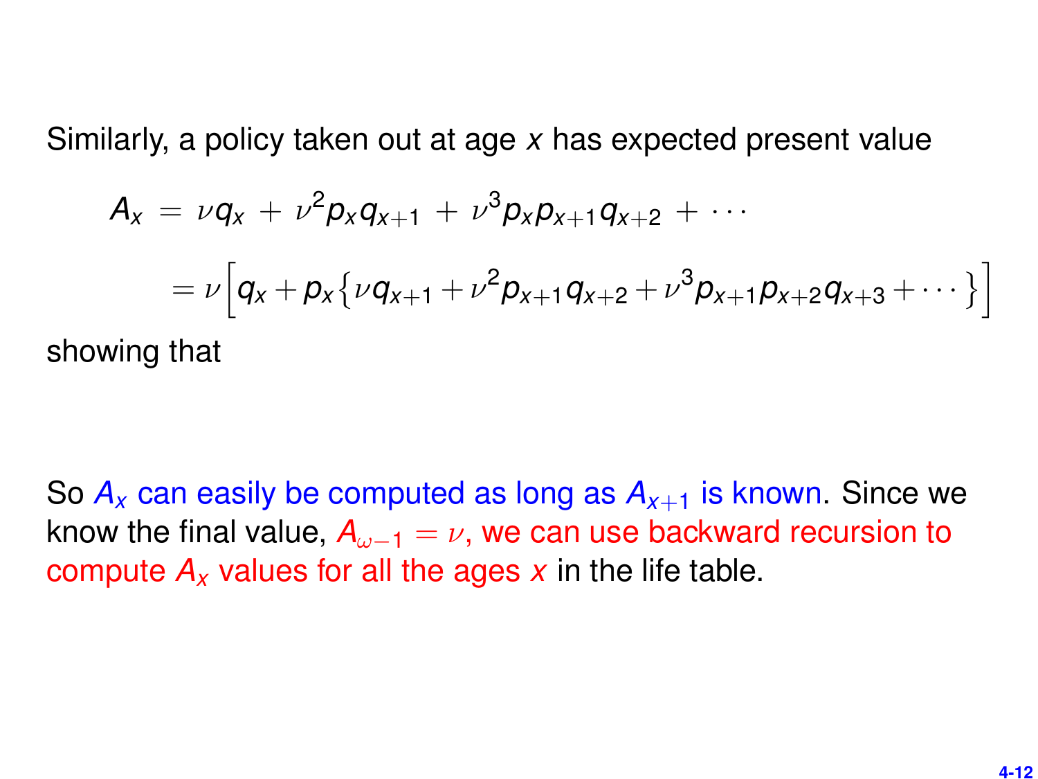Similarly, a policy taken out at age $x$ has expected present value

$$
\begin{aligned}
A_x &= \nu q_x + \nu^2 p_x q_{x+1} + \nu^3 p_x p_{x+1} q_{x+2} + \cdots \\
&= \nu \Big[ q_x + p_x \{ \nu q_{x+1} + \nu^2 p_{x+1} q_{x+2} + \nu^3 p_{x+1} p_{x+2} q_{x+3} + \cdots \} \Big]
\end{aligned}
$$

showing that

So $A_x$ can easily be computed as long as $A_{x+1}$ is known. Since we know the final value, $A_{\omega-1} = \nu$, we can use backward recursion to compute $A_x$ values for all the ages $x$ in the life table.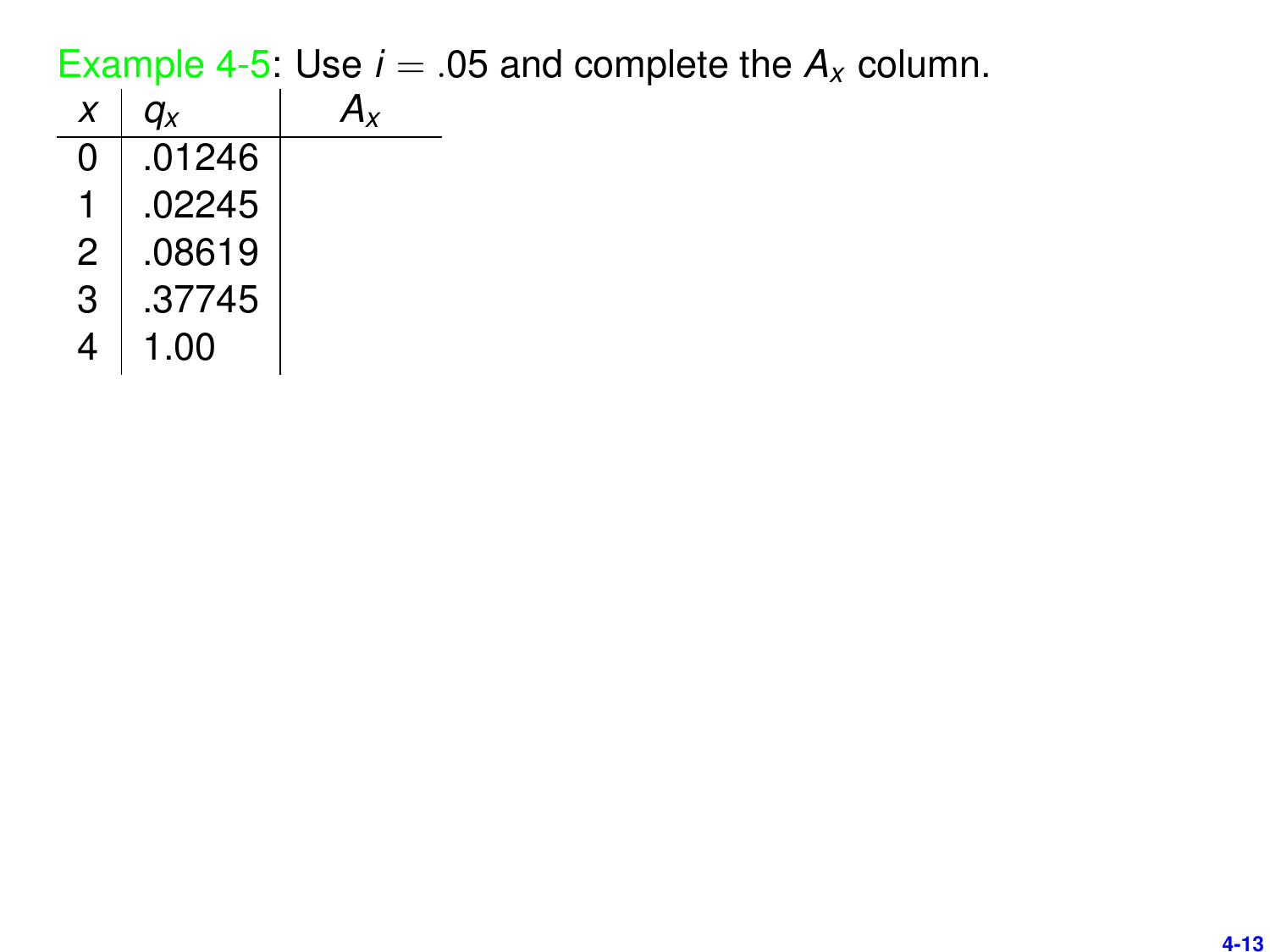Example 4-5: Use $i = .05$ and complete the $A_x$ column.

| $x$ | $q_x$ | $A_x$ |
|---|---|---|
| 0 | .01246 | |
| 1 | .02245 | |
| 2 | .08619 | |
| 3 | .37745 | |
| 4 | 1.00 | |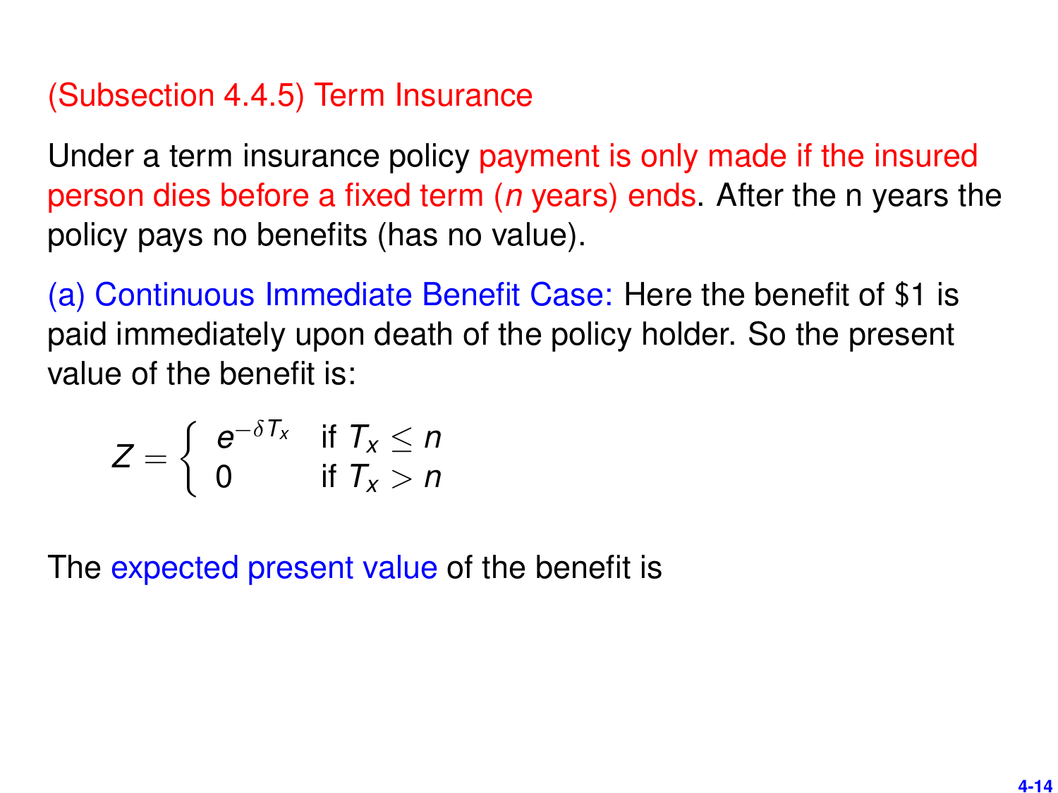## (Subsection 4.4.5) Term Insurance

Under a term insurance policy payment is only made if the insured person dies before a fixed term ($n$ years) ends. After the n years the policy pays no benefits (has no value).

(a) Continuous Immediate Benefit Case: Here the benefit of \$1 is paid immediately upon death of the policy holder. So the present value of the benefit is:

$$Z = \begin{cases} e^{-\delta T_x} & \text{if } T_x \leq n \\ 0 & \text{if } T_x > n \end{cases}$$

The expected present value of the benefit is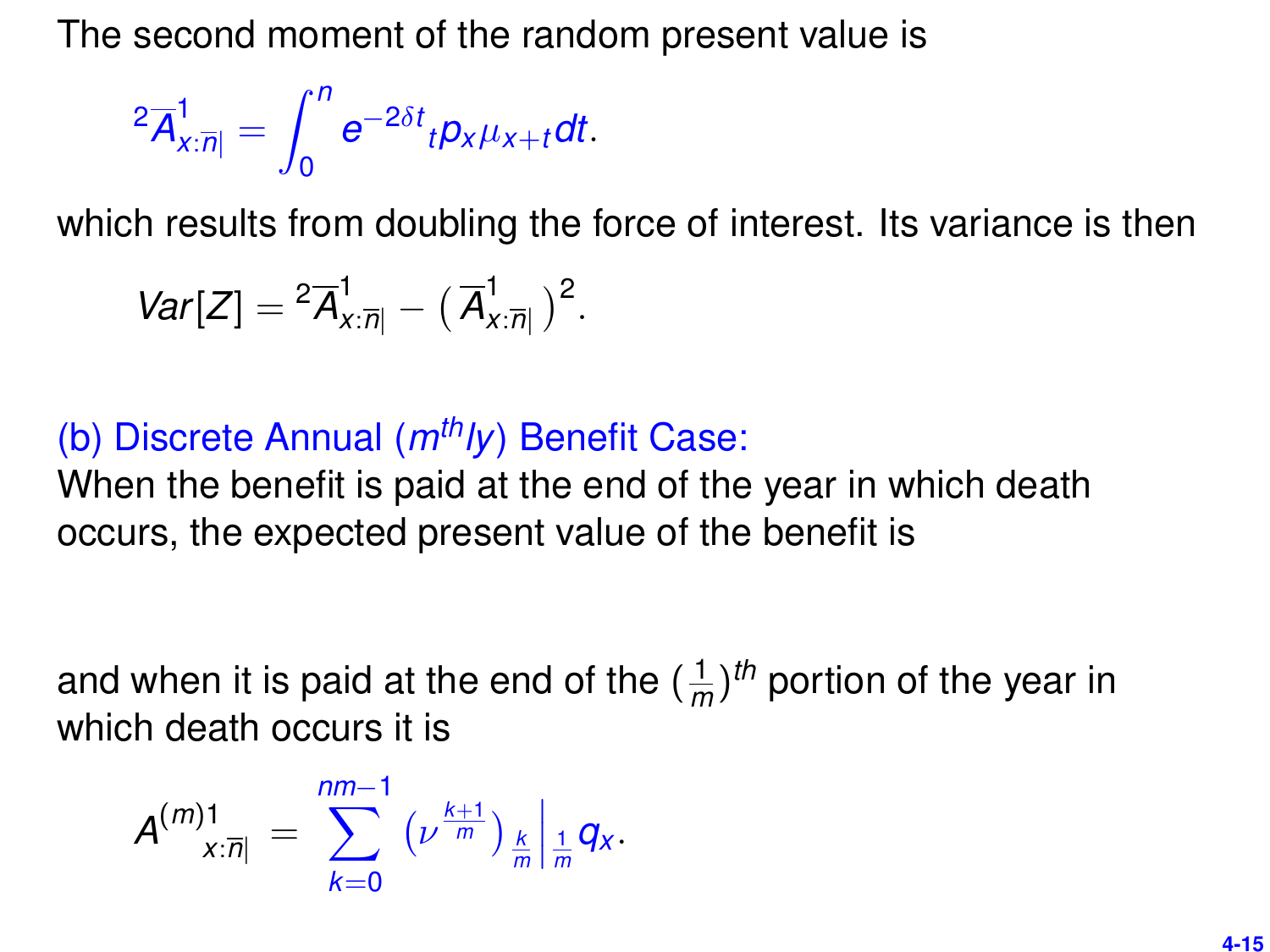The second moment of the random present value is

$$ {}^{2}\overline{A}^{1}_{x:\overline{n}|} = \int_0^n e^{-2\delta t} {}_t p_x \mu_{x+t} dt. $$

which results from doubling the force of interest. Its variance is then

$$ Var[Z] = {}^{2}\overline{A}^{1}_{x:\overline{n}|} - \left( \overline{A}^{1}_{x:\overline{n}|} \right)^2. $$

(b) Discrete Annual ($m^{th}ly$) Benefit Case:
When the benefit is paid at the end of the year in which death occurs, the expected present value of the benefit is

and when it is paid at the end of the $(\frac{1}{m})^{th}$ portion of the year in which death occurs it is

$$ A^{(m)1}_{x:\overline{n}|} = \sum_{k=0}^{nm-1} \left( \nu^{\frac{k+1}{m}} \right) {}_{\frac{k}{m}}\big|_{\frac{1}{m}} q_x. $$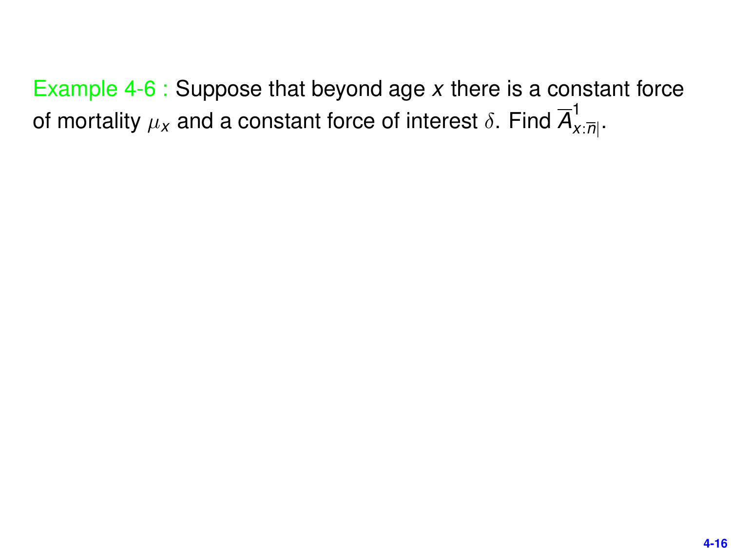Example 4-6 : Suppose that beyond age $x$ there is a constant force of mortality $\mu_x$ and a constant force of interest $\delta$. Find $\overline{A}^{1}_{x:\overline{n}|}$.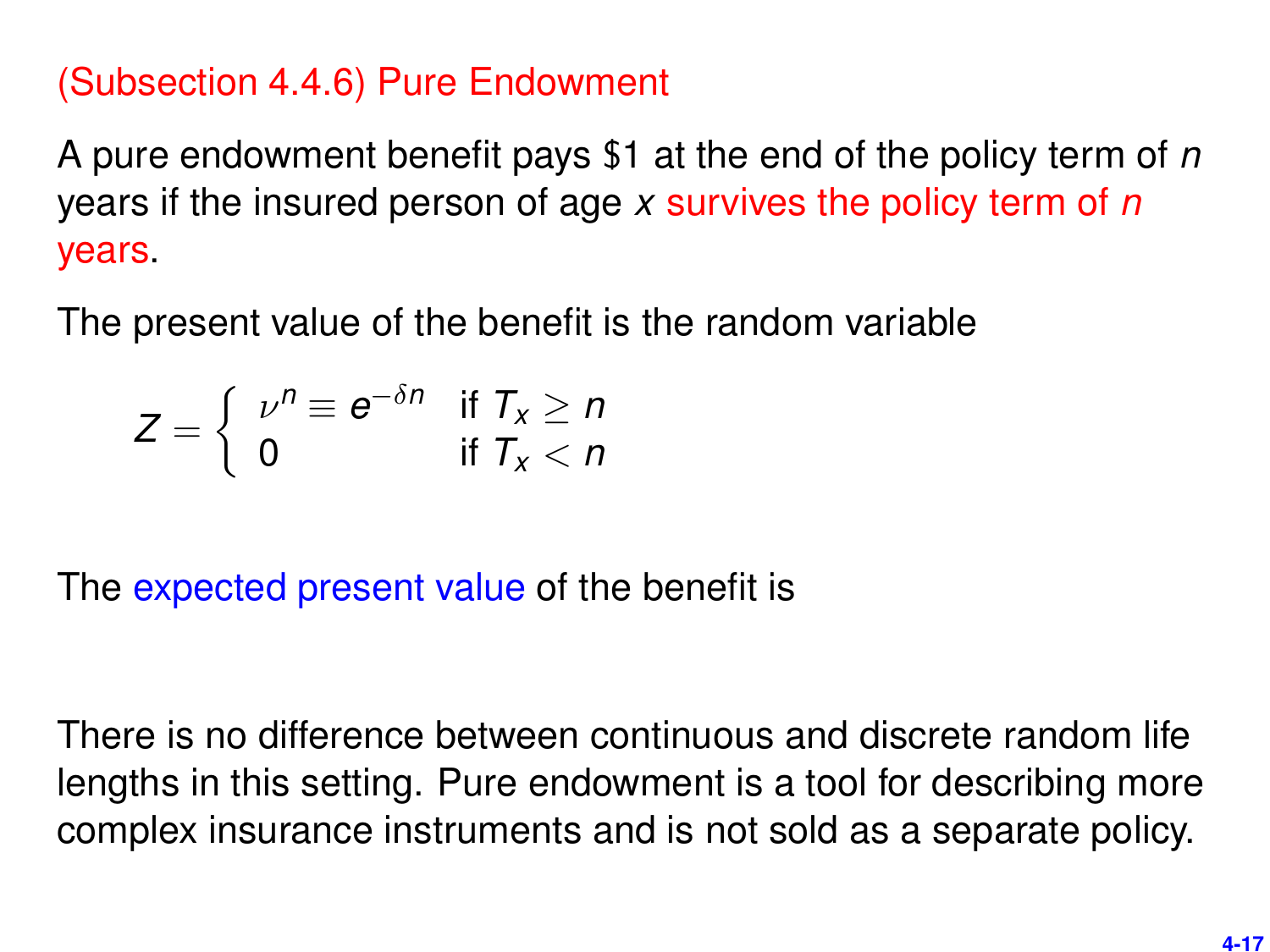## (Subsection 4.4.6) Pure Endowment

A pure endowment benefit pays \$1 at the end of the policy term of $n$ years if the insured person of age $x$ survives the policy term of $n$ years.

The present value of the benefit is the random variable

$$Z = \begin{cases} \nu^n \equiv e^{-\delta n} & \text{if } T_x \geq n \\ 0 & \text{if } T_x < n \end{cases}$$

The expected present value of the benefit is

There is no difference between continuous and discrete random life lengths in this setting. Pure endowment is a tool for describing more complex insurance instruments and is not sold as a separate policy.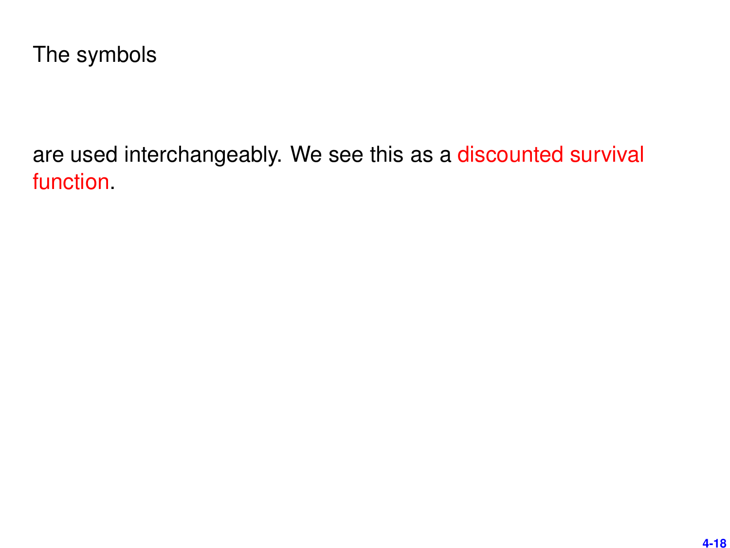The symbols

are used interchangeably. We see this as a discounted survival function.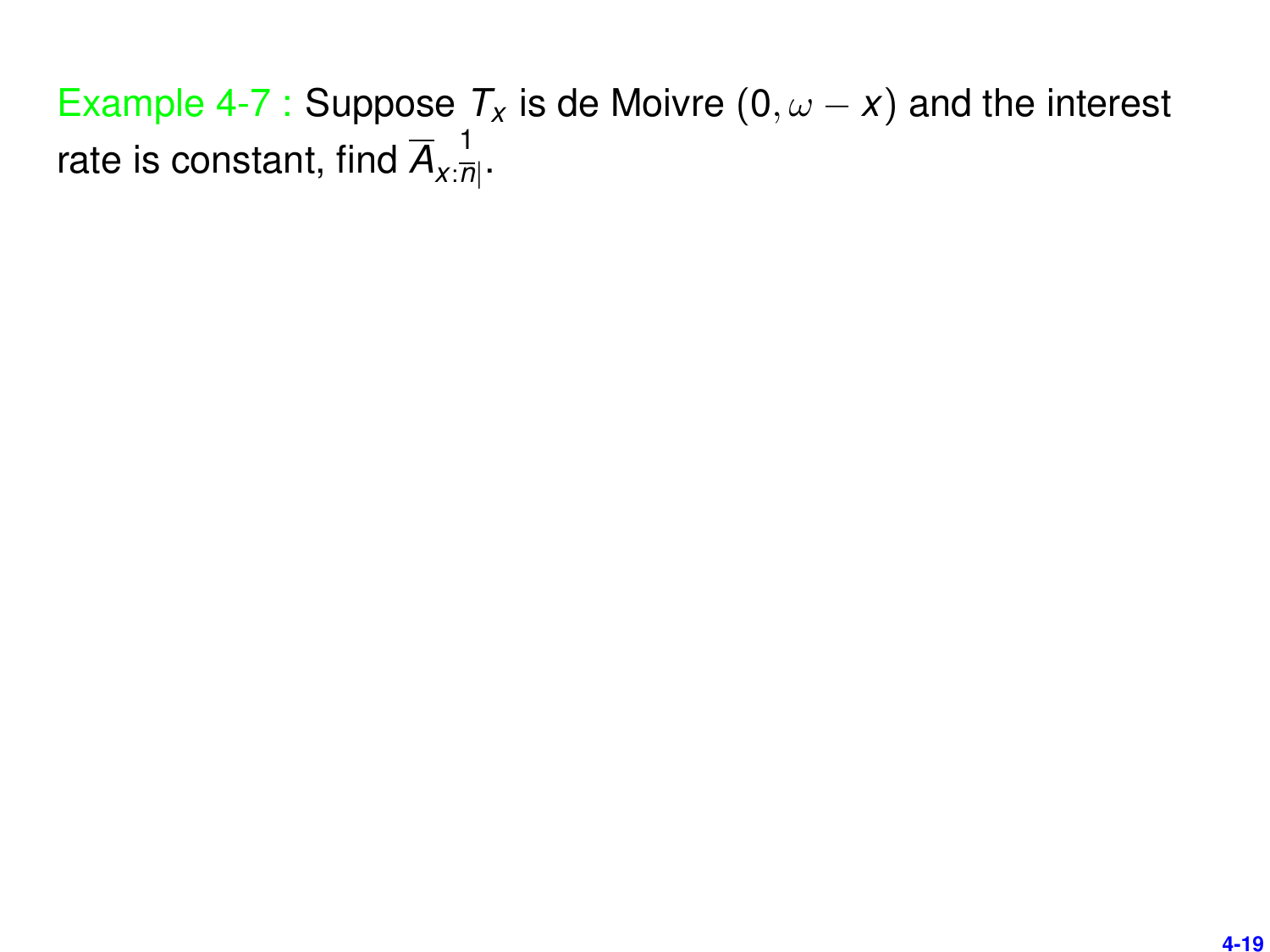Example 4-7 : Suppose $T_x$ is de Moivre $(0, \omega - x)$ and the interest rate is constant, find $\overline{A}_{x:\overline{n}|}^{\,1}$.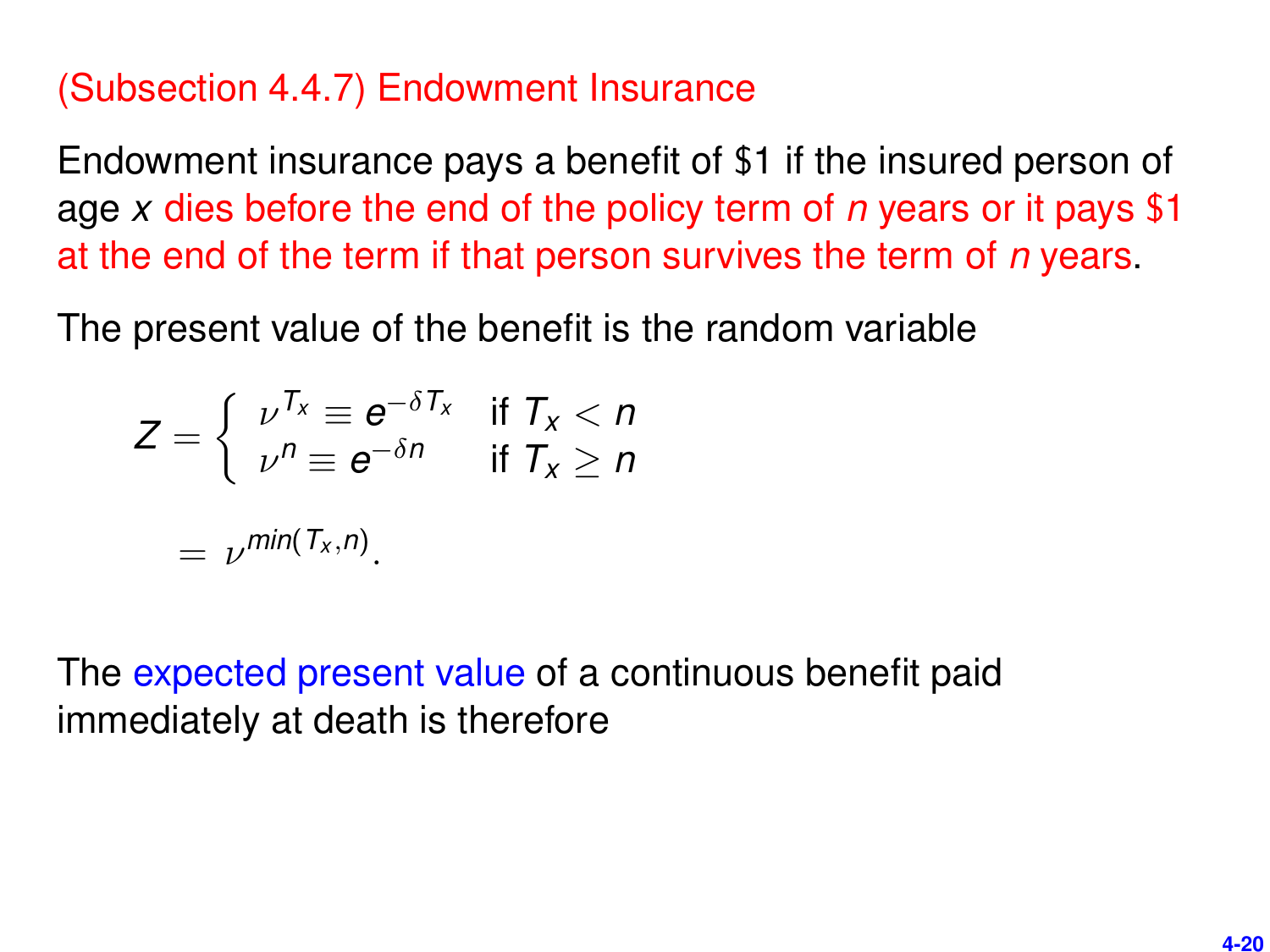## (Subsection 4.4.7) Endowment Insurance

Endowment insurance pays a benefit of \$1 if the insured person of age $x$ dies before the end of the policy term of $n$ years or it pays \$1 at the end of the term if that person survives the term of $n$ years.

The present value of the benefit is the random variable

$$Z = \begin{cases} \nu^{T_x} \equiv e^{-\delta T_x} & \text{if } T_x < n \\ \nu^{n} \equiv e^{-\delta n} & \text{if } T_x \geq n \end{cases}$$

$$= \nu^{min(T_x, n)}.$$

The expected present value of a continuous benefit paid immediately at death is therefore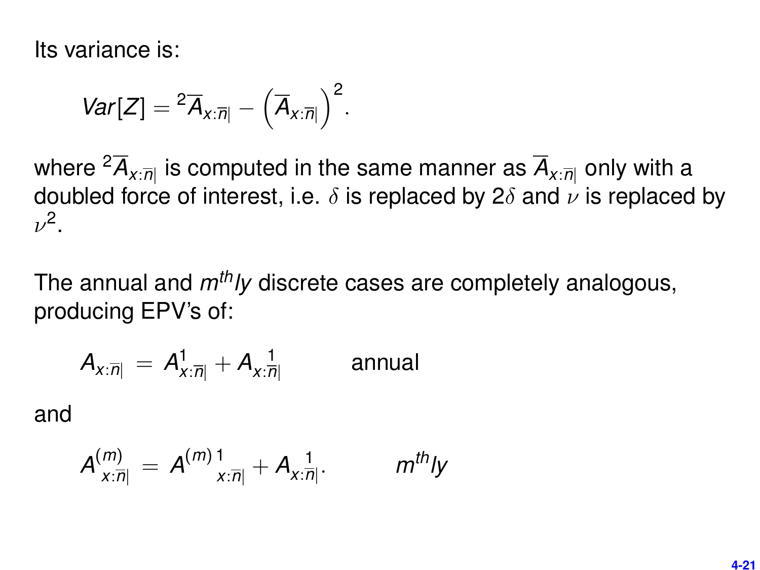Its variance is:

$$Var[Z] = {}^2\overline{A}_{x:\overline{n}|} - \left(\overline{A}_{x:\overline{n}|}\right)^2.$$

where ${}^2\overline{A}_{x:\overline{n}|}$ is computed in the same manner as $\overline{A}_{x:\overline{n}|}$ only with a doubled force of interest, i.e. $\delta$ is replaced by $2\delta$ and $\nu$ is replaced by $\nu^2$.

The annual and $m^{th}ly$ discrete cases are completely analogous, producing EPV's of:

$$A_{x:\overline{n}|} = A^1_{x:\overline{n}|} + A_{x:\overset{1}{\overline{n}|}} \qquad \text{annual}$$

and

$$A^{(m)}_{x:\overline{n}|} = A^{(m)\,1}_{\;x:\overline{n}|} + A_{x:\overset{1}{\overline{n}|}}. \qquad m^{th}ly$$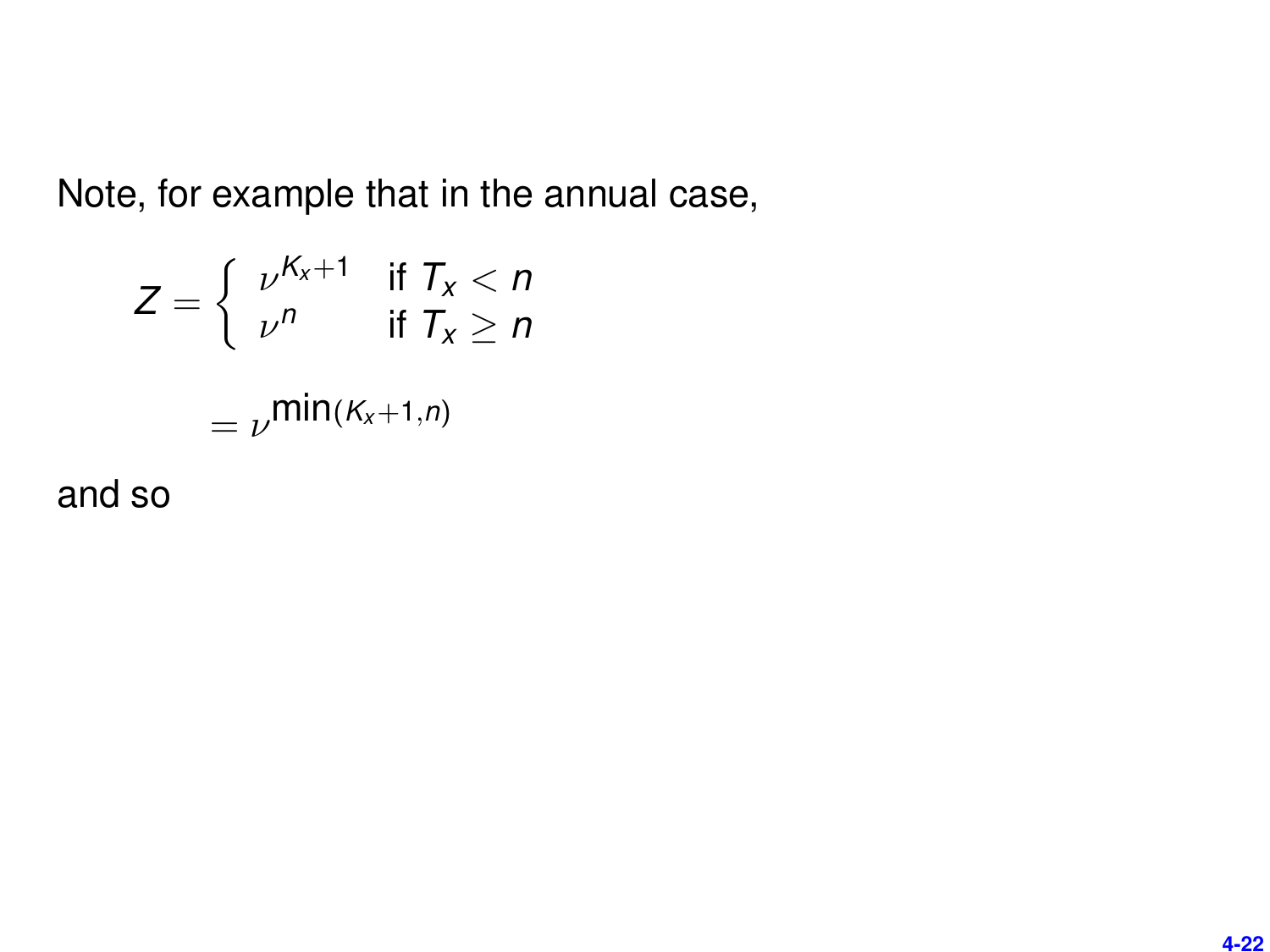Note, for example that in the annual case,

$$Z = \begin{cases} \nu^{K_x+1} & \text{if } T_x < n \\ \nu^n & \text{if } T_x \geq n \end{cases}$$

$$= \nu^{\min(K_x+1,n)}$$

and so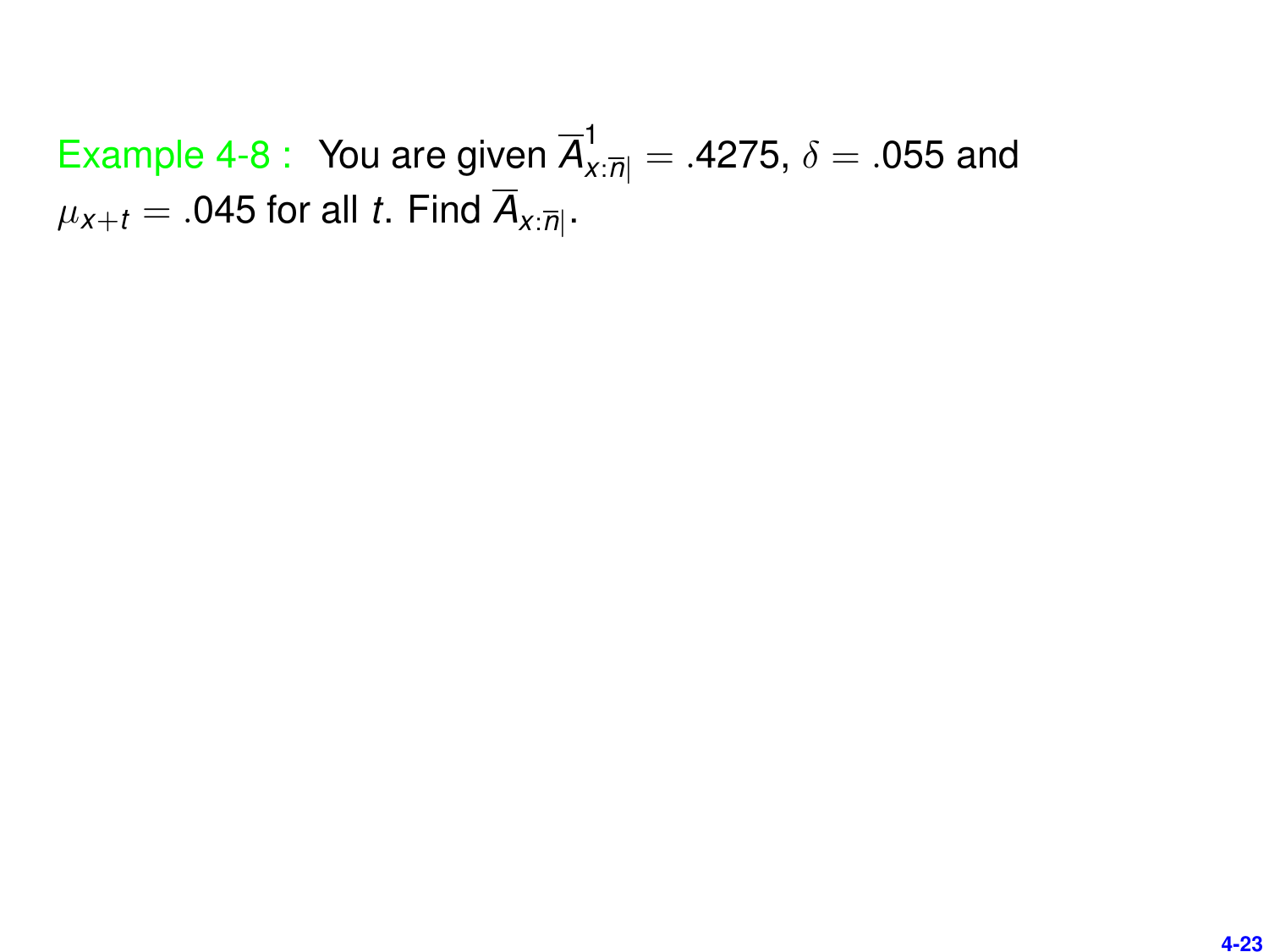Example 4-8 : You are given $\overline{A}^{\,1}_{x:\overline{n}|} = .4275$, $\delta = .055$ and $\mu_{x+t} = .045$ for all $t$. Find $\overline{A}_{x:\overline{n}|}$.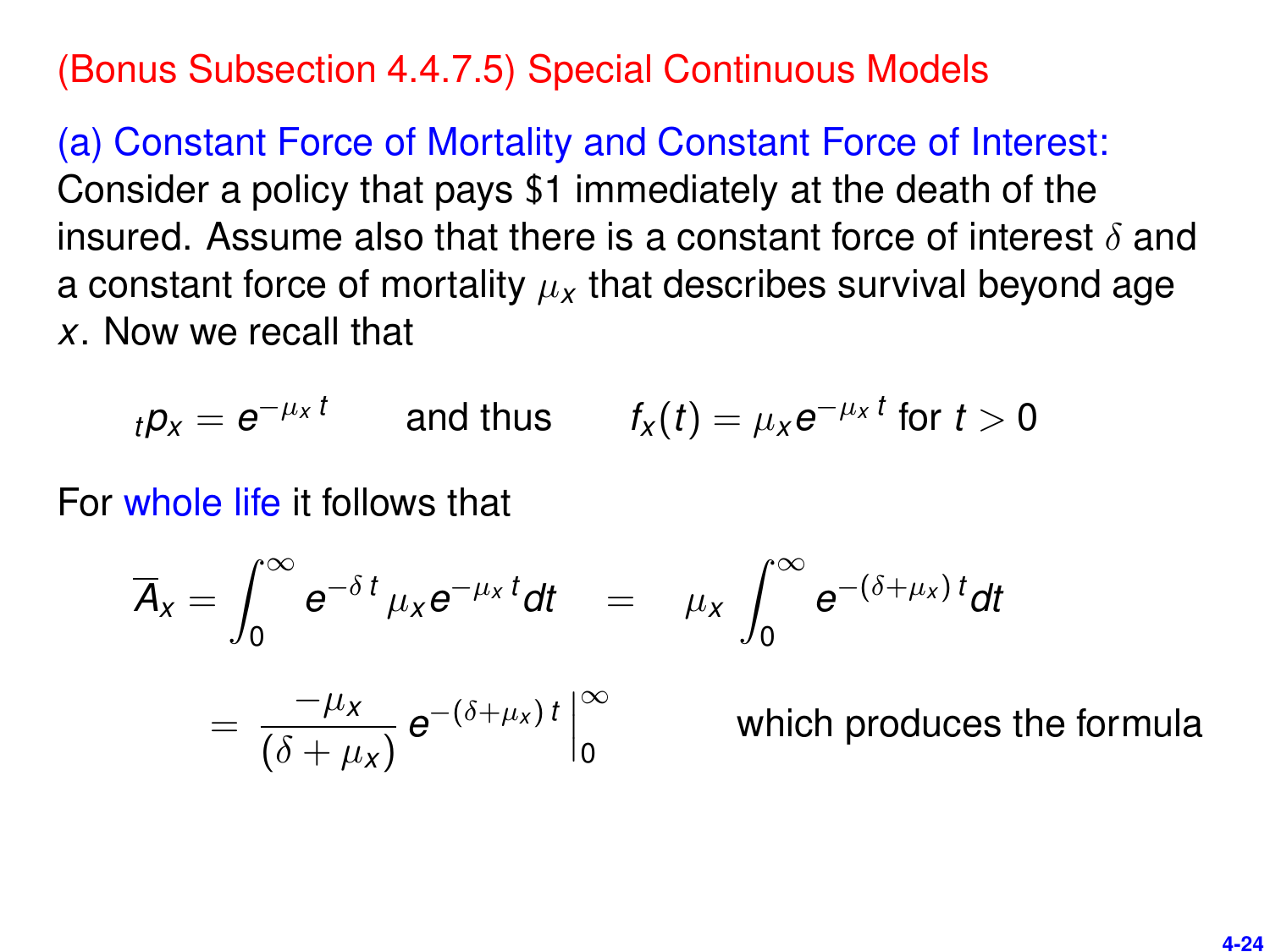## (Bonus Subsection 4.4.7.5) Special Continuous Models

**(a) Constant Force of Mortality and Constant Force of Interest:** Consider a policy that pays \$1 immediately at the death of the insured. Assume also that there is a constant force of interest $\delta$ and a constant force of mortality $\mu_x$ that describes survival beyond age $x$. Now we recall that

$$ {}_tp_x = e^{-\mu_x t} \qquad \text{and thus} \qquad f_x(t) = \mu_x e^{-\mu_x t} \text{ for } t > 0 $$

For whole life it follows that

$$ \overline{A}_x = \int_0^\infty e^{-\delta t} \, \mu_x e^{-\mu_x t} dt \quad = \quad \mu_x \int_0^\infty e^{-(\delta + \mu_x) t} dt $$

$$ = \frac{-\mu_x}{(\delta + \mu_x)} \, e^{-(\delta + \mu_x) t} \Big|_0^\infty $$

which produces the formula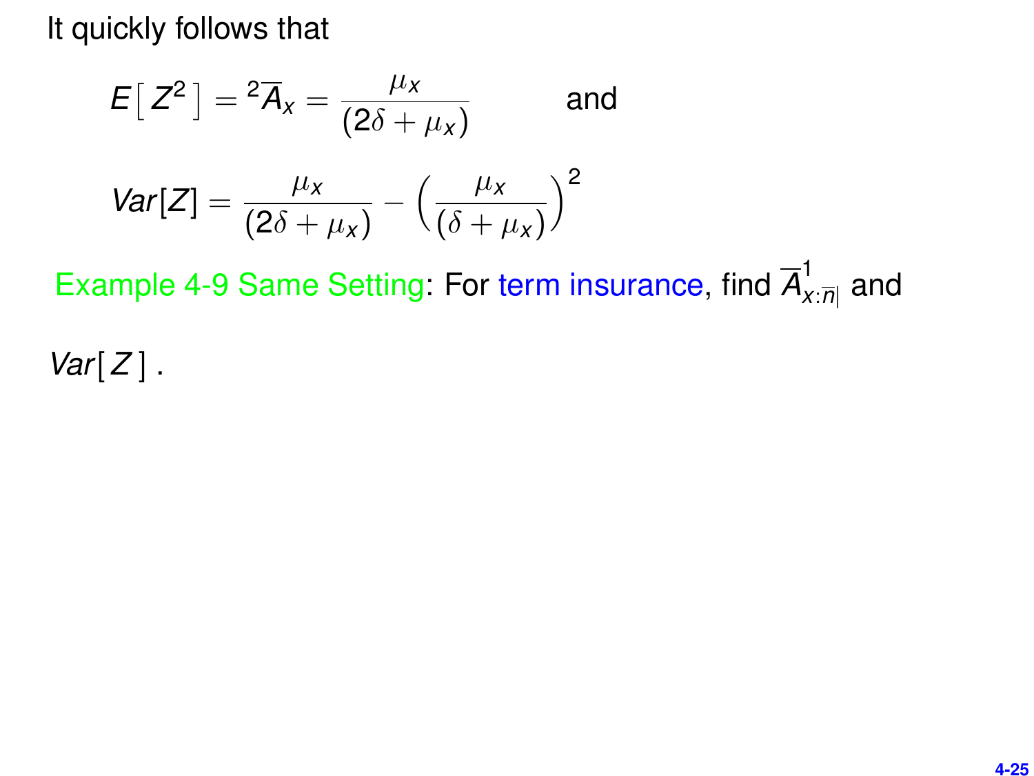It quickly follows that

$$E[\,Z^2\,] = {}^2\overline{A}_x = \frac{\mu_x}{(2\delta + \mu_x)} \qquad \text{and}$$

$$Var[Z] = \frac{\mu_x}{(2\delta + \mu_x)} - \Big(\frac{\mu_x}{(\delta + \mu_x)}\Big)^2$$

Example 4-9 Same Setting: For term insurance, find $\overline{A}^{\,1}_{x:\overline{n}|}$ and $Var[\,Z\,]$.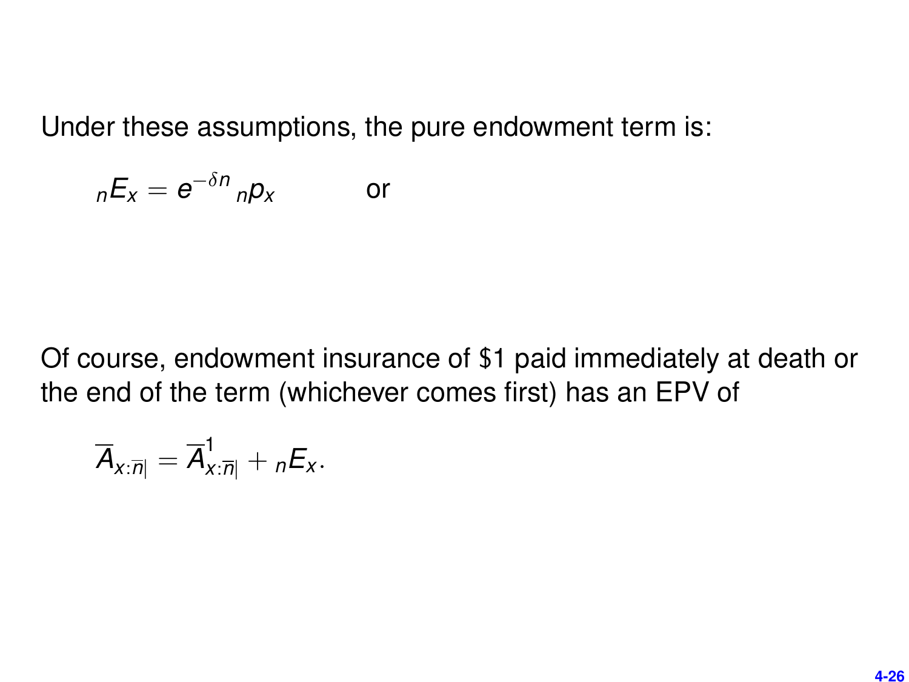Under these assumptions, the pure endowment term is:

$${}_nE_x = e^{-\delta n}\,{}_np_x \qquad \text{or}$$

Of course, endowment insurance of $1 paid immediately at death or the end of the term (whichever comes first) has an EPV of

$$\overline{A}_{x:\overline{n}|} = \overline{A}^{\,1}_{x:\overline{n}|} + {}_nE_x.$$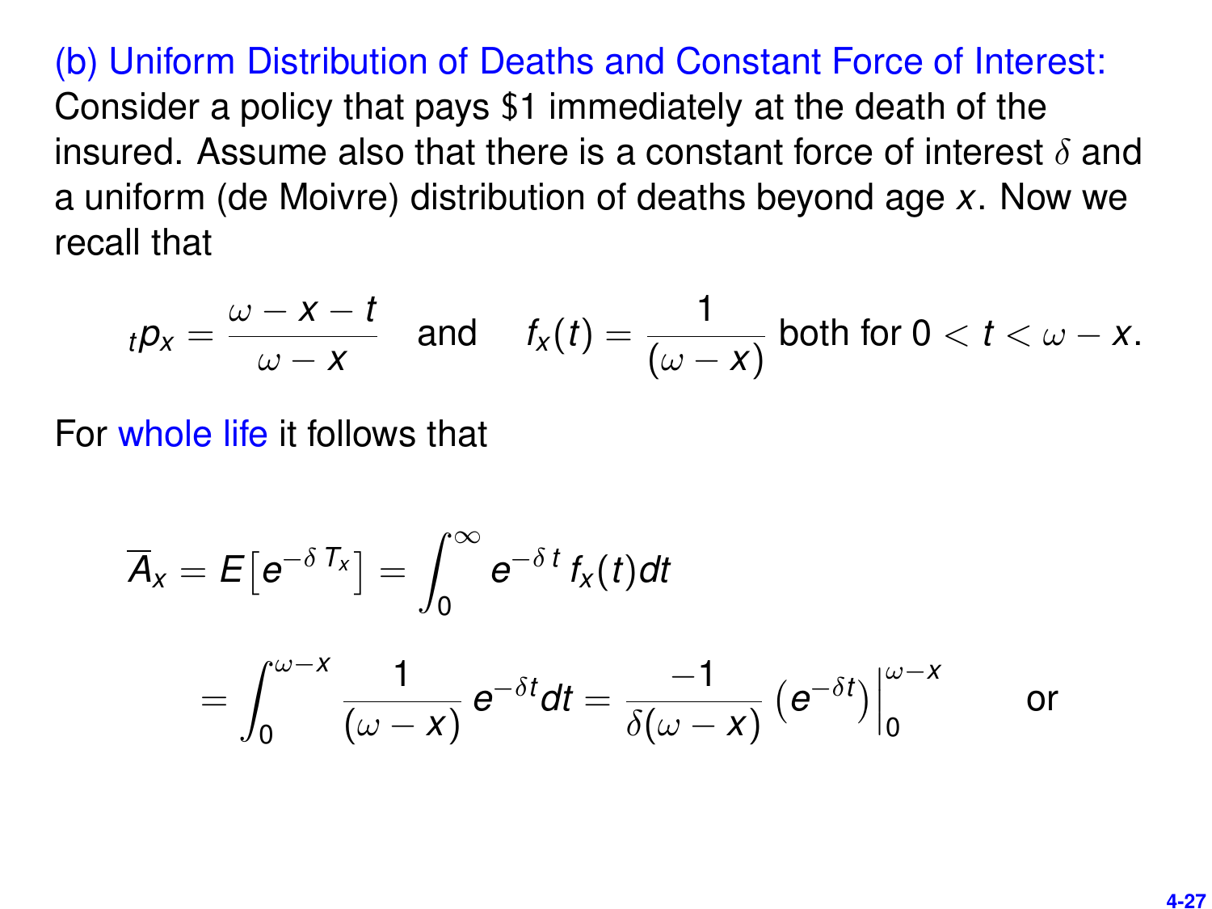(b) Uniform Distribution of Deaths and Constant Force of Interest: Consider a policy that pays \$1 immediately at the death of the insured. Assume also that there is a constant force of interest $\delta$ and a uniform (de Moivre) distribution of deaths beyond age $x$. Now we recall that

$$ {}_tp_x = \frac{\omega - x - t}{\omega - x} \quad \text{and} \quad f_x(t) = \frac{1}{(\omega - x)} \text{ both for } 0 < t < \omega - x. $$

For whole life it follows that

$$ \overline{A}_x = E\left[e^{-\delta\, T_x}\right] = \int_0^{\infty} e^{-\delta\, t}\, f_x(t)dt $$

$$ = \int_0^{\omega - x} \frac{1}{(\omega - x)}\, e^{-\delta t} dt = \frac{-1}{\delta(\omega - x)} \left(e^{-\delta t}\right)\Big|_0^{\omega - x} \qquad \text{or} $$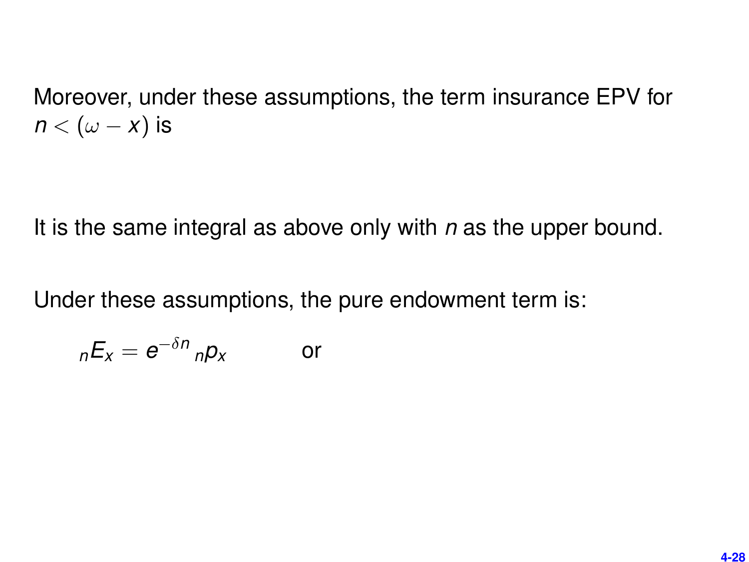Moreover, under these assumptions, the term insurance EPV for $n < (\omega - x)$ is

It is the same integral as above only with $n$ as the upper bound.

Under these assumptions, the pure endowment term is:

$$ {}_nE_x = e^{-\delta n}\, {}_np_x \qquad \text{or} $$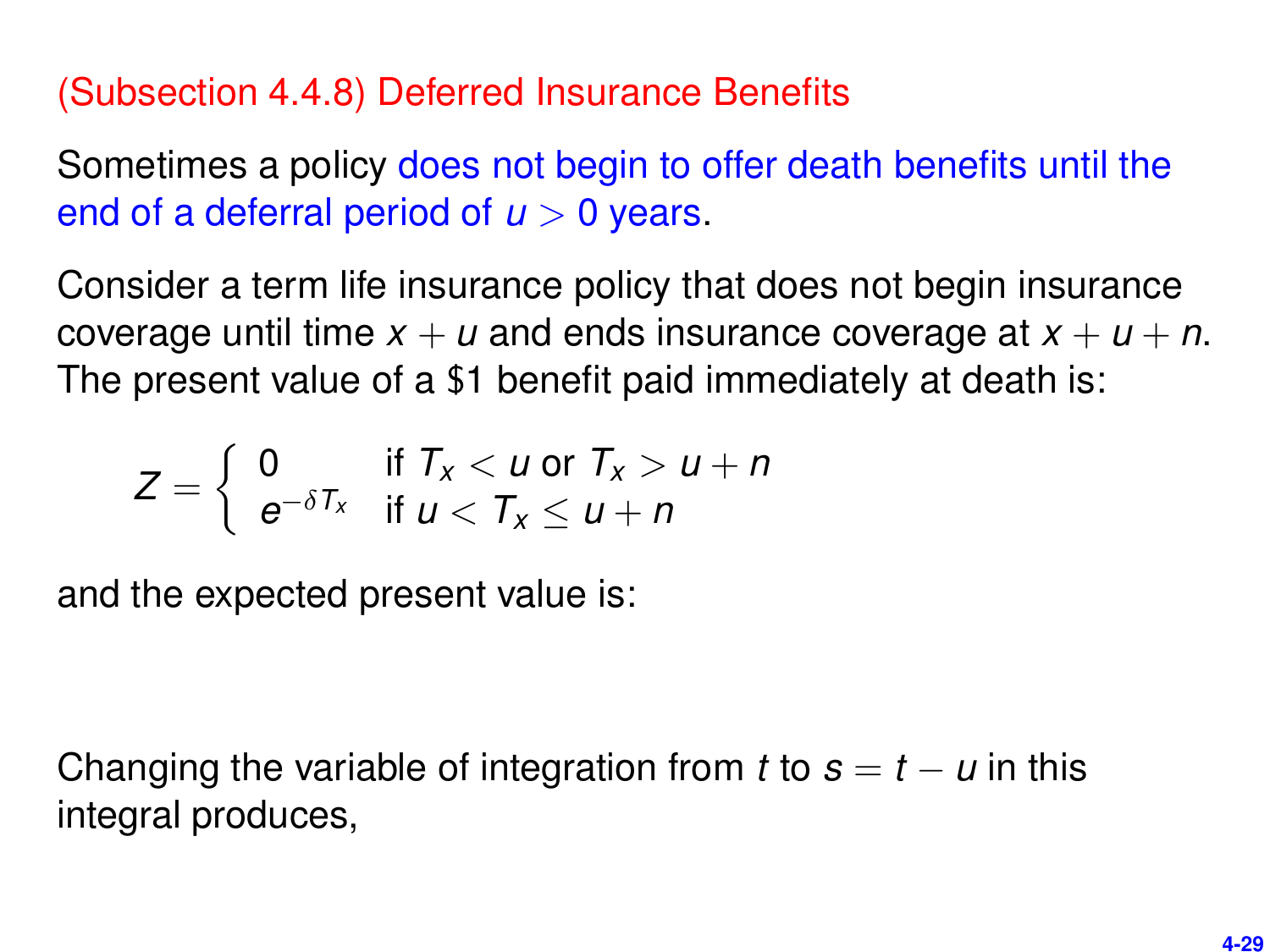## (Subsection 4.4.8) Deferred Insurance Benefits

Sometimes a policy does not begin to offer death benefits until the end of a deferral period of $u > 0$ years.

Consider a term life insurance policy that does not begin insurance coverage until time $x + u$ and ends insurance coverage at $x + u + n$. The present value of a \$1 benefit paid immediately at death is:

$$Z = \begin{cases} 0 & \text{if } T_x < u \text{ or } T_x > u + n \\ e^{-\delta T_x} & \text{if } u < T_x \leq u + n \end{cases}$$

and the expected present value is:

Changing the variable of integration from $t$ to $s = t - u$ in this integral produces,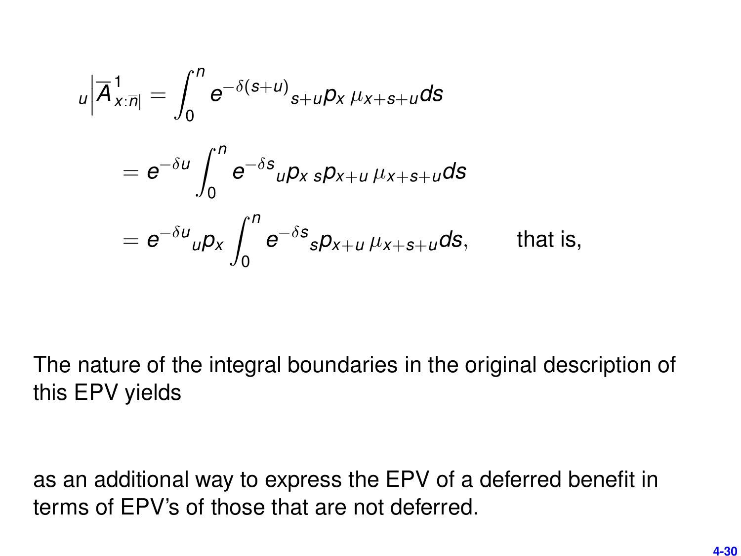$$
\begin{aligned}
{}_{u|}\overline{A}^{\,1}_{x:\overline{n}|} &= \int_0^n e^{-\delta(s+u)}\,{}_{s+u}p_x\,\mu_{x+s+u}ds \\
&= e^{-\delta u}\int_0^n e^{-\delta s}\,{}_{u}p_x\,{}_{s}p_{x+u}\,\mu_{x+s+u}ds \\
&= e^{-\delta u}\,{}_{u}p_x\int_0^n e^{-\delta s}\,{}_{s}p_{x+u}\,\mu_{x+s+u}ds, \qquad \text{that is,}
\end{aligned}
$$

The nature of the integral boundaries in the original description of this EPV yields

as an additional way to express the EPV of a deferred benefit in terms of EPV's of those that are not deferred.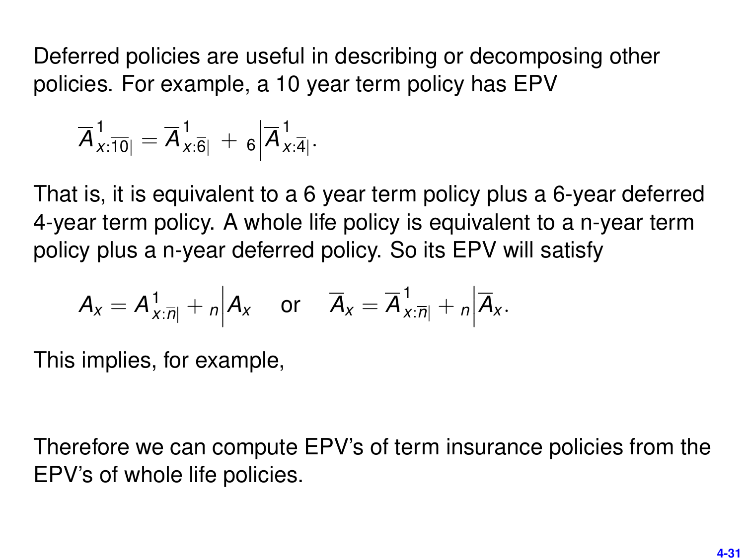Deferred policies are useful in describing or decomposing other policies. For example, a 10 year term policy has EPV

$$\overline{A}^{\,1}_{x:\overline{10}|} = \overline{A}^{\,1}_{x:\overline{6}|} + {}_{6|}\overline{A}^{\,1}_{x:\overline{4}|}.$$

That is, it is equivalent to a 6 year term policy plus a 6-year deferred 4-year term policy. A whole life policy is equivalent to a n-year term policy plus a n-year deferred policy. So its EPV will satisfy

$$A_x = A^{\,1}_{x:\overline{n}|} + {}_{n|}A_x \quad \text{or} \quad \overline{A}_x = \overline{A}^{\,1}_{x:\overline{n}|} + {}_{n|}\overline{A}_x.$$

This implies, for example,

Therefore we can compute EPV's of term insurance policies from the EPV's of whole life policies.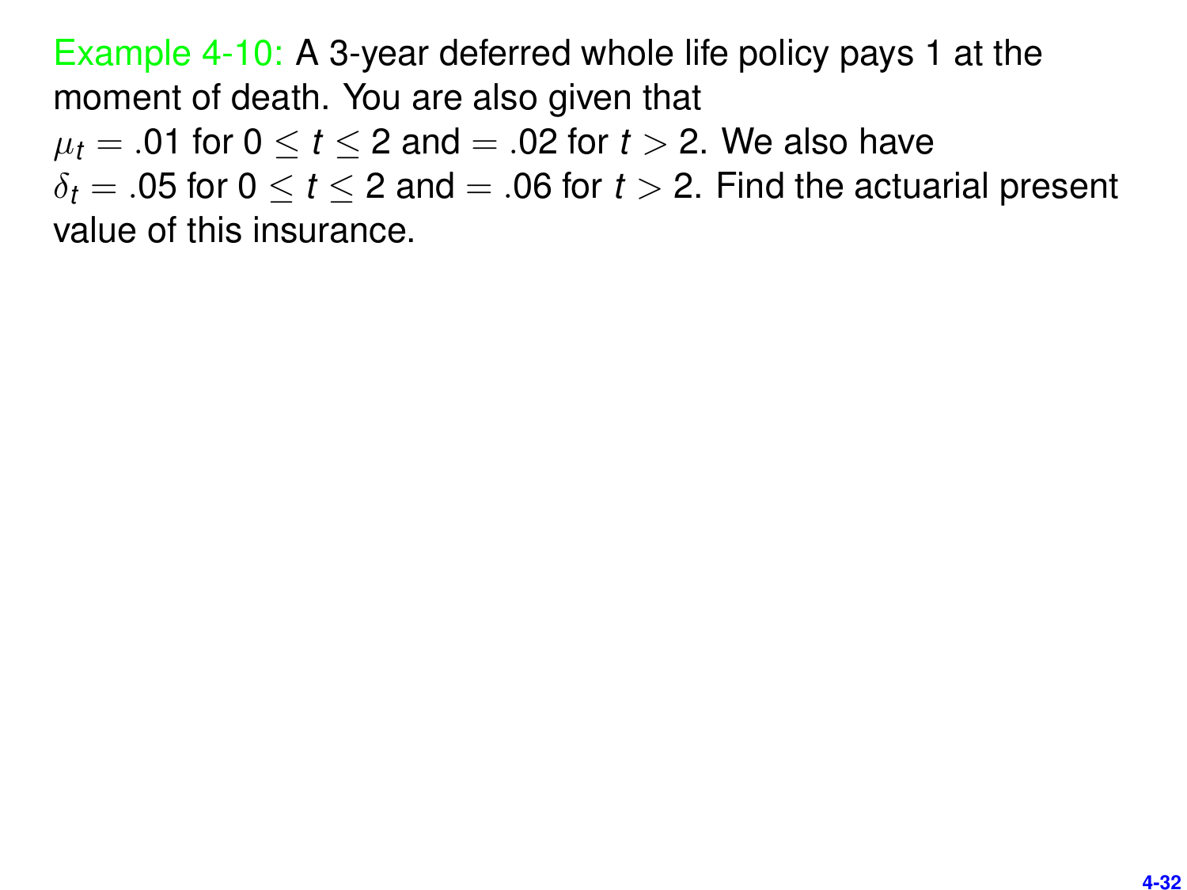Example 4-10: A 3-year deferred whole life policy pays 1 at the moment of death. You are also given that $\mu_t = .01$ for $0 \leq t \leq 2$ and $= .02$ for $t > 2$. We also have $\delta_t = .05$ for $0 \leq t \leq 2$ and $= .06$ for $t > 2$. Find the actuarial present value of this insurance.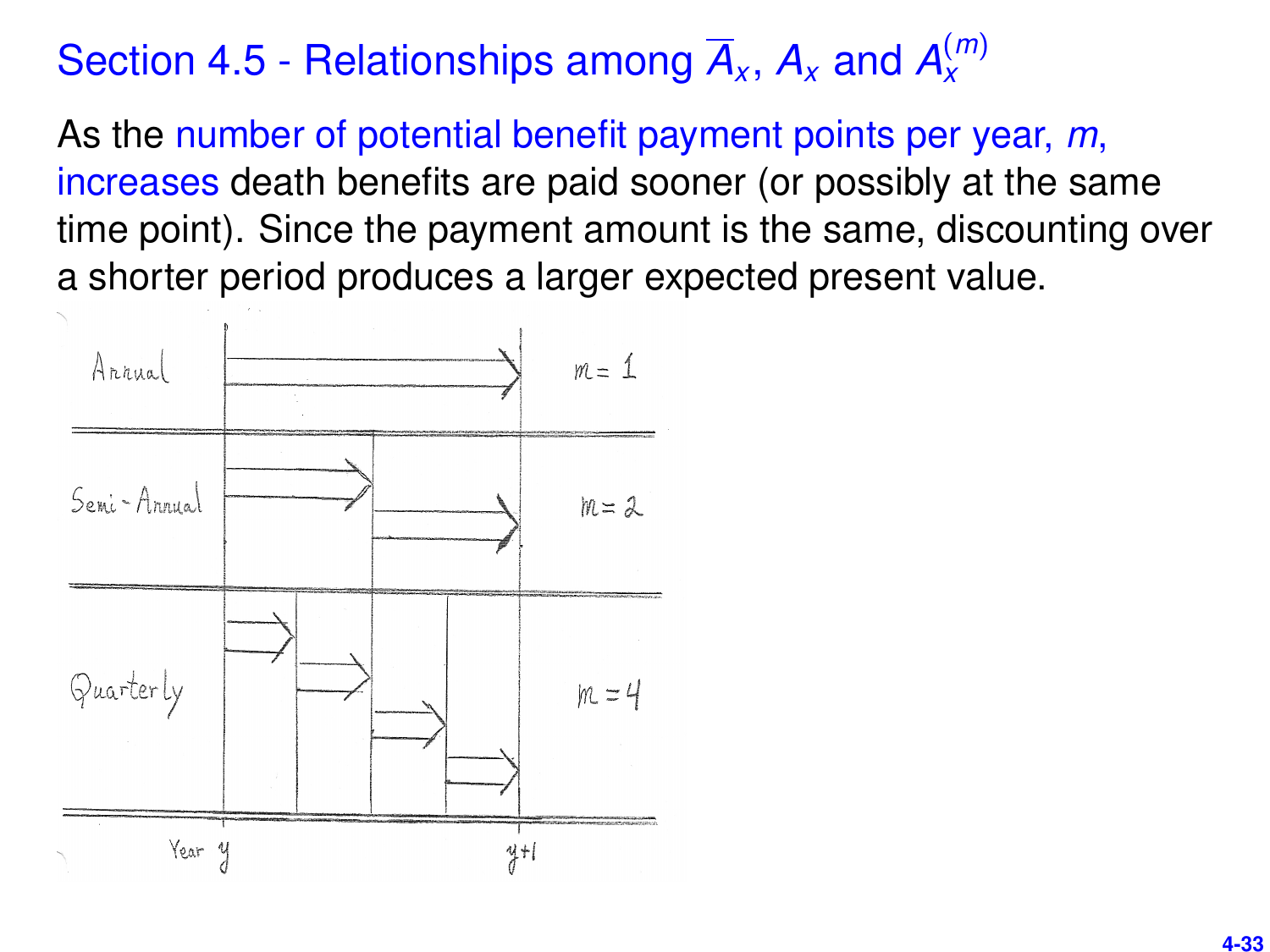# Section 4.5 - Relationships among $\overline{A}_x$, $A_x$ and $A_x^{(m)}$

As the number of potential benefit payment points per year, $m$, increases death benefits are paid sooner (or possibly at the same time point). Since the payment amount is the same, discounting over a shorter period produces a larger expected present value.

Annual

$m = 1$

Semi-Annual

$m = 2$

Quarterly

$m = 4$

Year $y$

$y+1$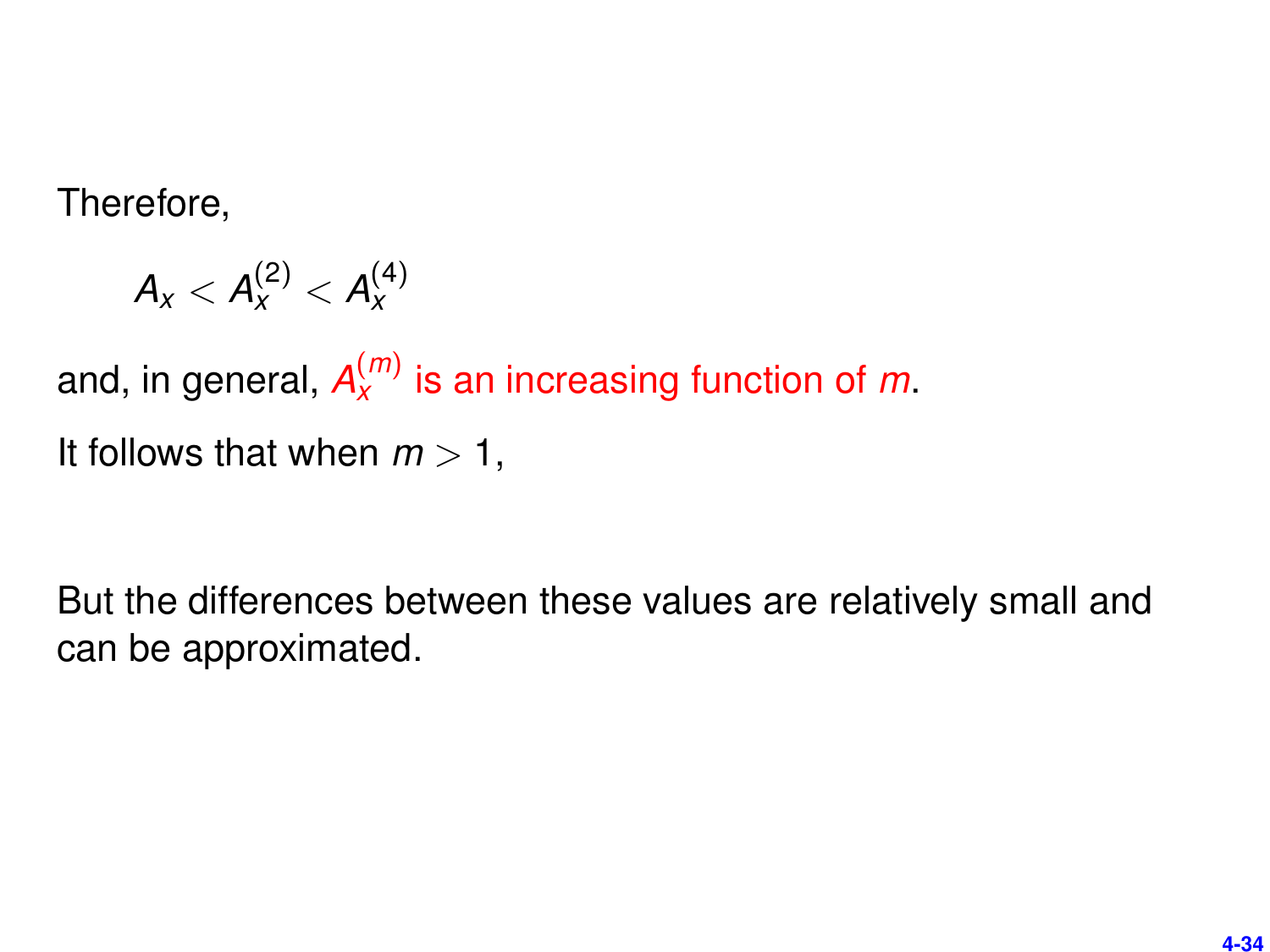Therefore,

$$A_x < A_x^{(2)} < A_x^{(4)}$$

and, in general, $A_x^{(m)}$ is an increasing function of $m$.

It follows that when $m > 1$,

But the differences between these values are relatively small and can be approximated.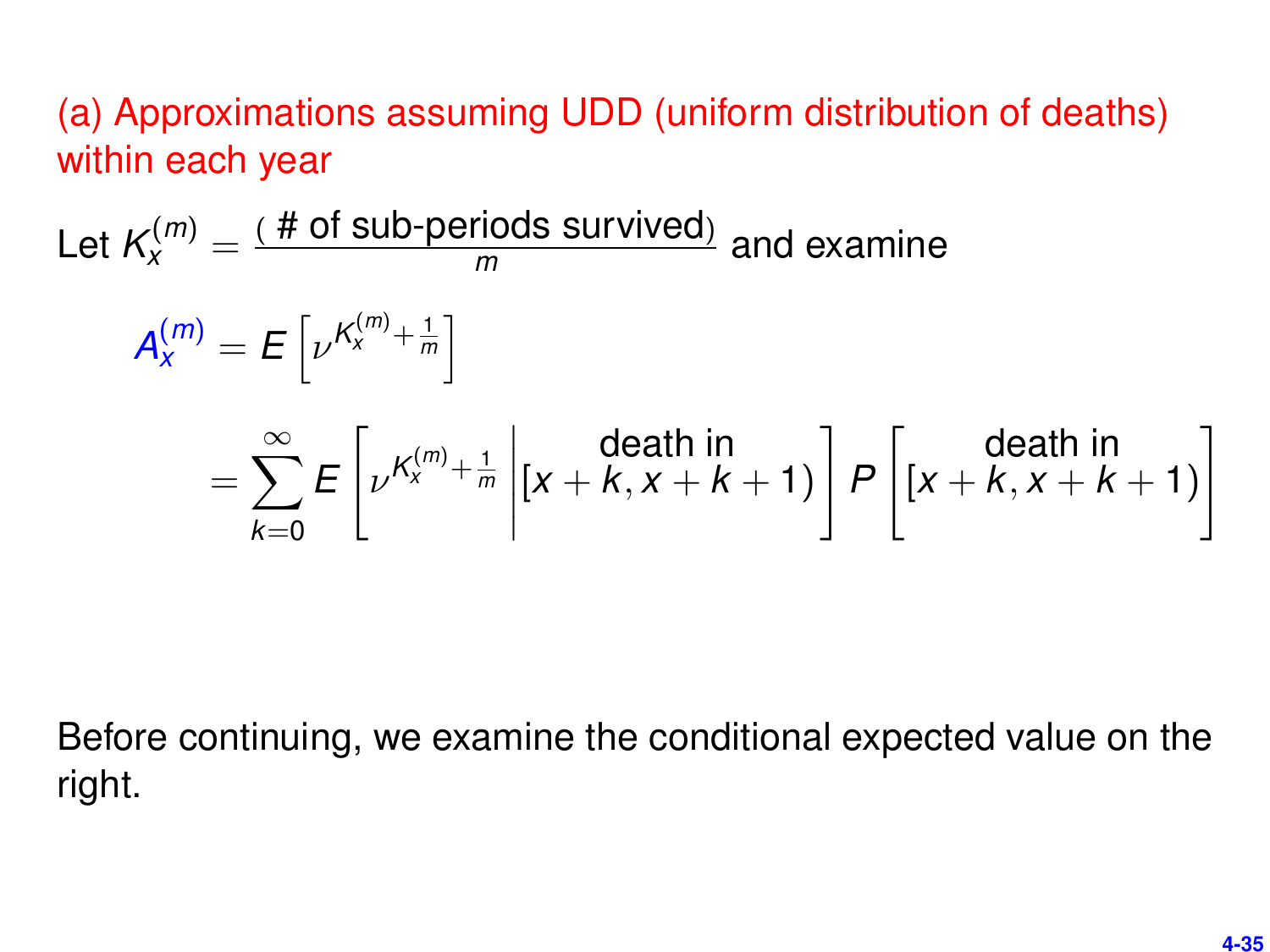(a) Approximations assuming UDD (uniform distribution of deaths) within each year

Let $K_x^{(m)} = \frac{(\text{ \# of sub-periods survived})}{m}$ and examine

$$
A_x^{(m)} = E\left[\nu^{K_x^{(m)}+\frac{1}{m}}\right]
$$

$$
= \sum_{k=0}^{\infty} E\left[\nu^{K_x^{(m)}+\frac{1}{m}} \,\middle|\, \begin{matrix}\text{death in} \\ [x+k, x+k+1)\end{matrix}\right] P\left[\begin{matrix}\text{death in} \\ [x+k, x+k+1)\end{matrix}\right]
$$

Before continuing, we examine the conditional expected value on the right.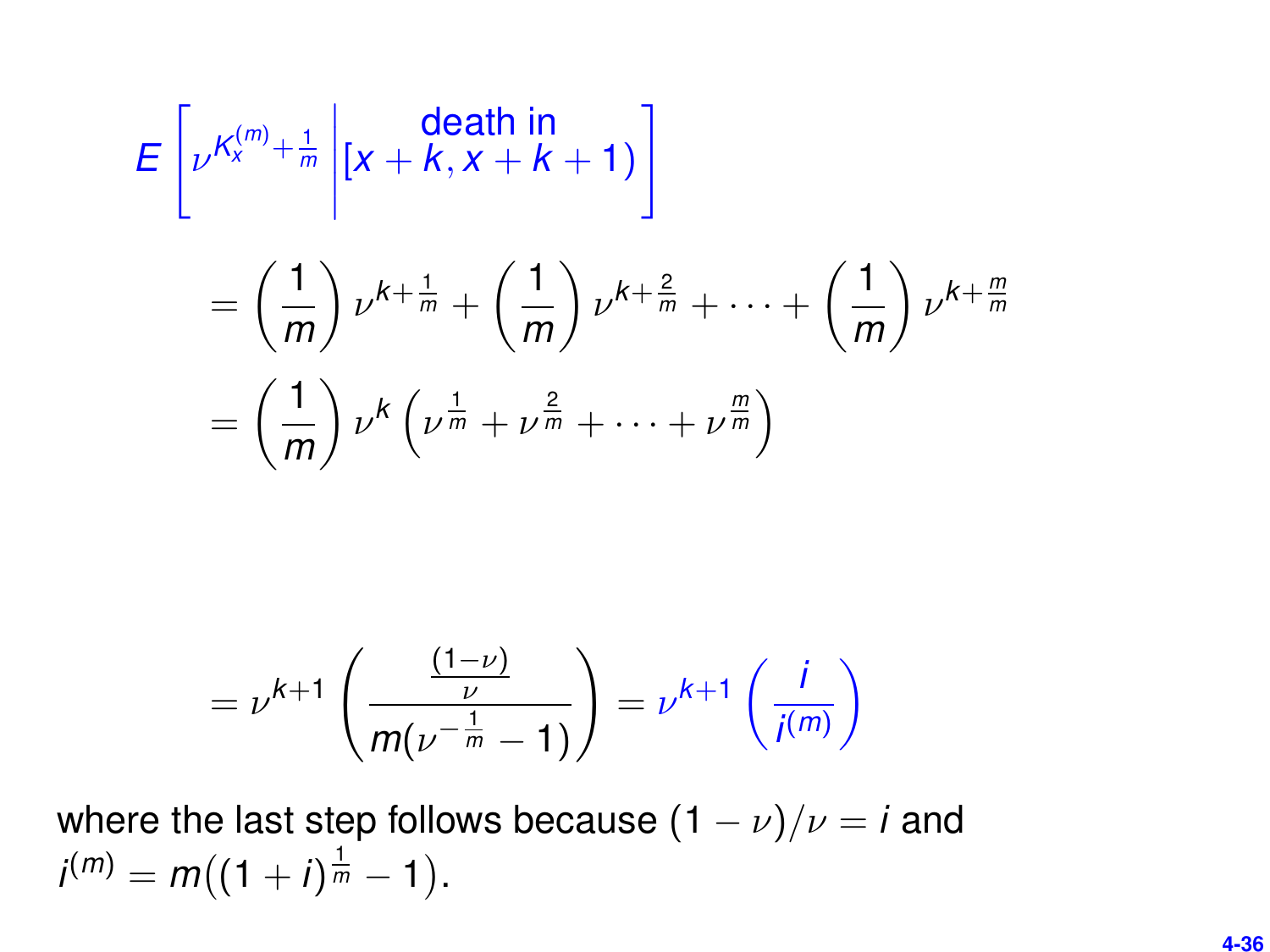$$E\left[\nu^{K_x^{(m)}+\frac{1}{m}} \,\middle|\, \begin{array}{c}\text{death in}\\ [x+k, x+k+1)\end{array}\right]$$

$$= \left(\frac{1}{m}\right)\nu^{k+\frac{1}{m}} + \left(\frac{1}{m}\right)\nu^{k+\frac{2}{m}} + \cdots + \left(\frac{1}{m}\right)\nu^{k+\frac{m}{m}}$$

$$= \left(\frac{1}{m}\right)\nu^{k}\left(\nu^{\frac{1}{m}} + \nu^{\frac{2}{m}} + \cdots + \nu^{\frac{m}{m}}\right)$$

$$= \nu^{k+1}\left(\frac{\frac{(1-\nu)}{\nu}}{m(\nu^{-\frac{1}{m}}-1)}\right) = \nu^{k+1}\left(\frac{i}{i^{(m)}}\right)$$

where the last step follows because $(1-\nu)/\nu = i$ and $i^{(m)} = m\big((1+i)^{\frac{1}{m}}-1\big)$.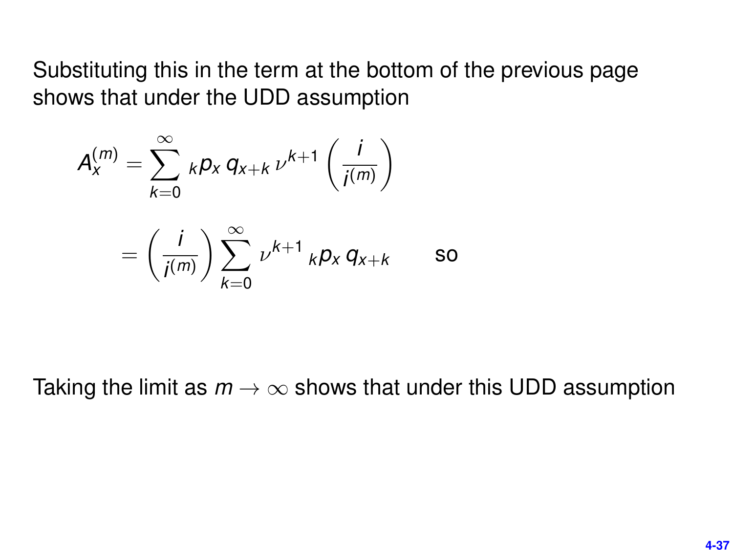Substituting this in the term at the bottom of the previous page shows that under the UDD assumption

$$A_x^{(m)} = \sum_{k=0}^{\infty} {}_kp_x \, q_{x+k} \, \nu^{k+1} \left( \frac{i}{i^{(m)}} \right)$$

$$= \left( \frac{i}{i^{(m)}} \right) \sum_{k=0}^{\infty} \nu^{k+1} \, {}_kp_x \, q_{x+k} \qquad \text{so}$$

Taking the limit as $m \to \infty$ shows that under this UDD assumption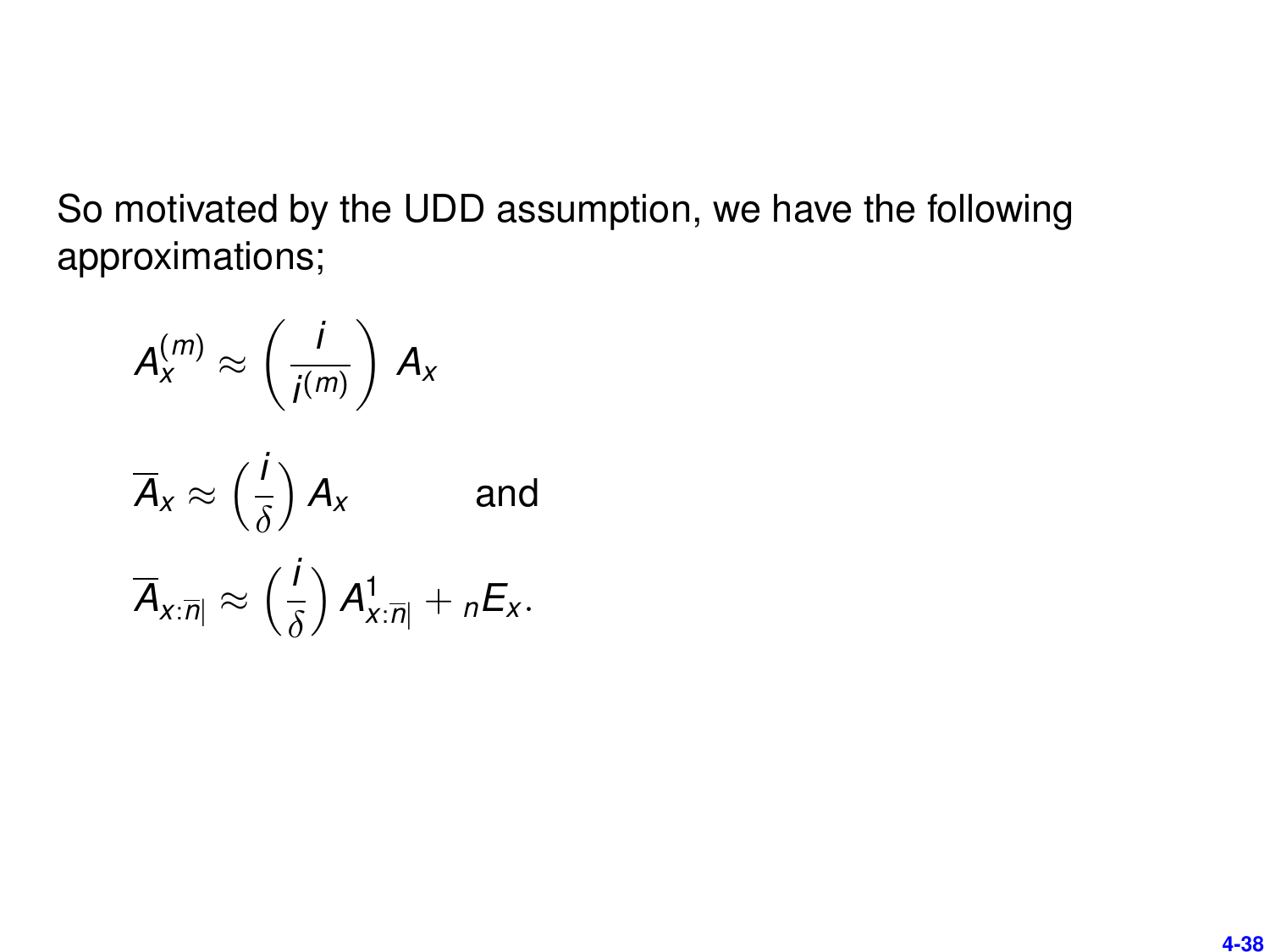So motivated by the UDD assumption, we have the following approximations;

$$A_x^{(m)} \approx \left( \frac{i}{i^{(m)}} \right) A_x$$

$$\overline{A}_x \approx \left( \frac{i}{\delta} \right) A_x \qquad \text{and}$$

$$\overline{A}_{x:\overline{n}|} \approx \left( \frac{i}{\delta} \right) A^{1}_{x:\overline{n}|} + {}_nE_x.$$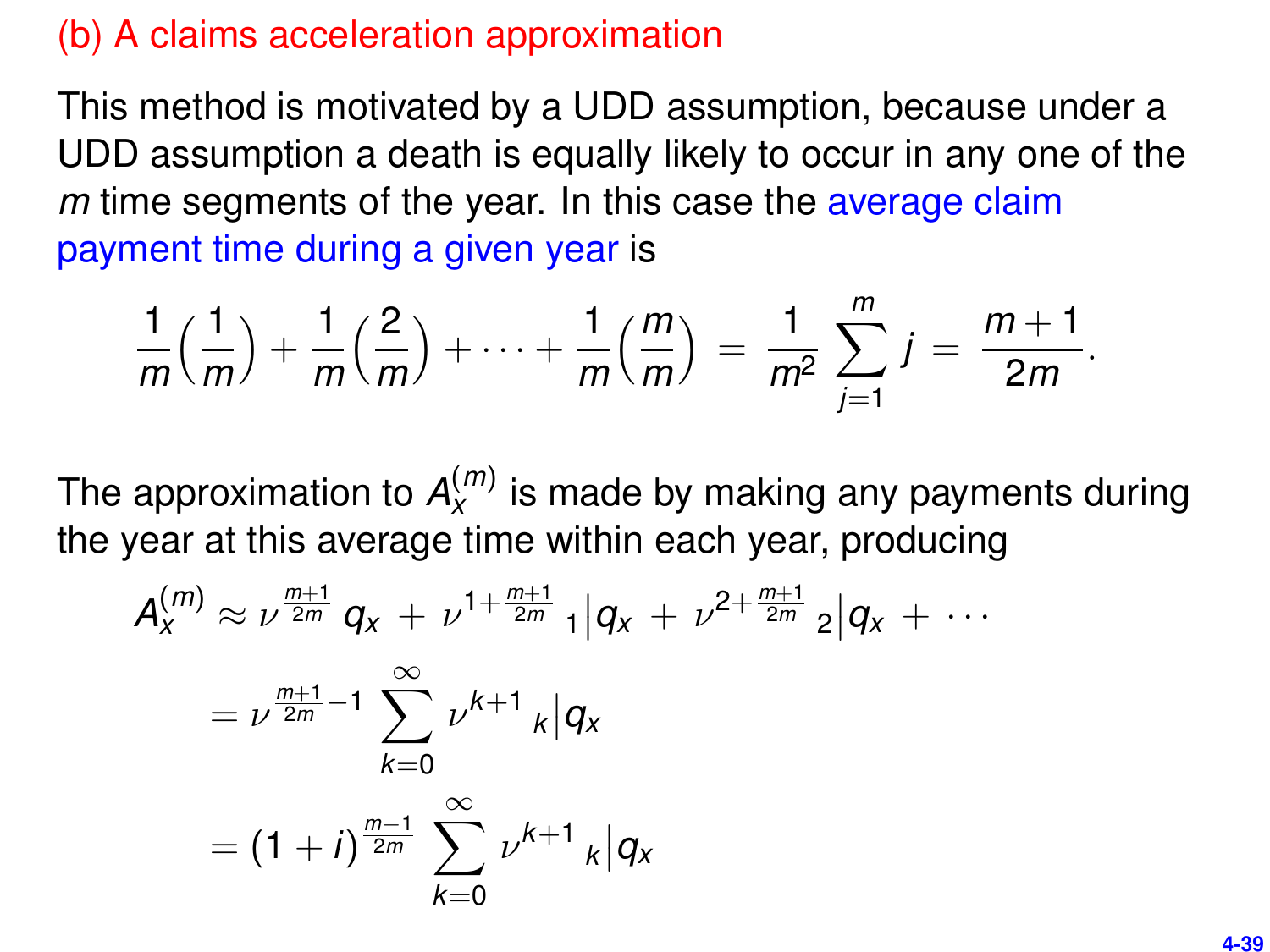### (b) A claims acceleration approximation

This method is motivated by a UDD assumption, because under a UDD assumption a death is equally likely to occur in any one of the $m$ time segments of the year. In this case the average claim payment time during a given year is

$$\frac{1}{m}\Big(\frac{1}{m}\Big) + \frac{1}{m}\Big(\frac{2}{m}\Big) + \cdots + \frac{1}{m}\Big(\frac{m}{m}\Big) \;=\; \frac{1}{m^2}\sum_{j=1}^{m} j \;=\; \frac{m+1}{2m}.$$

The approximation to $A_x^{(m)}$ is made by making any payments during the year at this average time within each year, producing

$$
\begin{aligned}
A_x^{(m)} &\approx \nu^{\frac{m+1}{2m}}\, q_x \;+\; \nu^{1+\frac{m+1}{2m}}\; {}_{1|}q_x \;+\; \nu^{2+\frac{m+1}{2m}}\; {}_{2|}q_x \;+\; \cdots \\
&= \nu^{\frac{m+1}{2m}-1} \sum_{k=0}^{\infty} \nu^{k+1}\; {}_{k|}q_x \\
&= (1+i)^{\frac{m-1}{2m}} \sum_{k=0}^{\infty} \nu^{k+1}\; {}_{k|}q_x
\end{aligned}
$$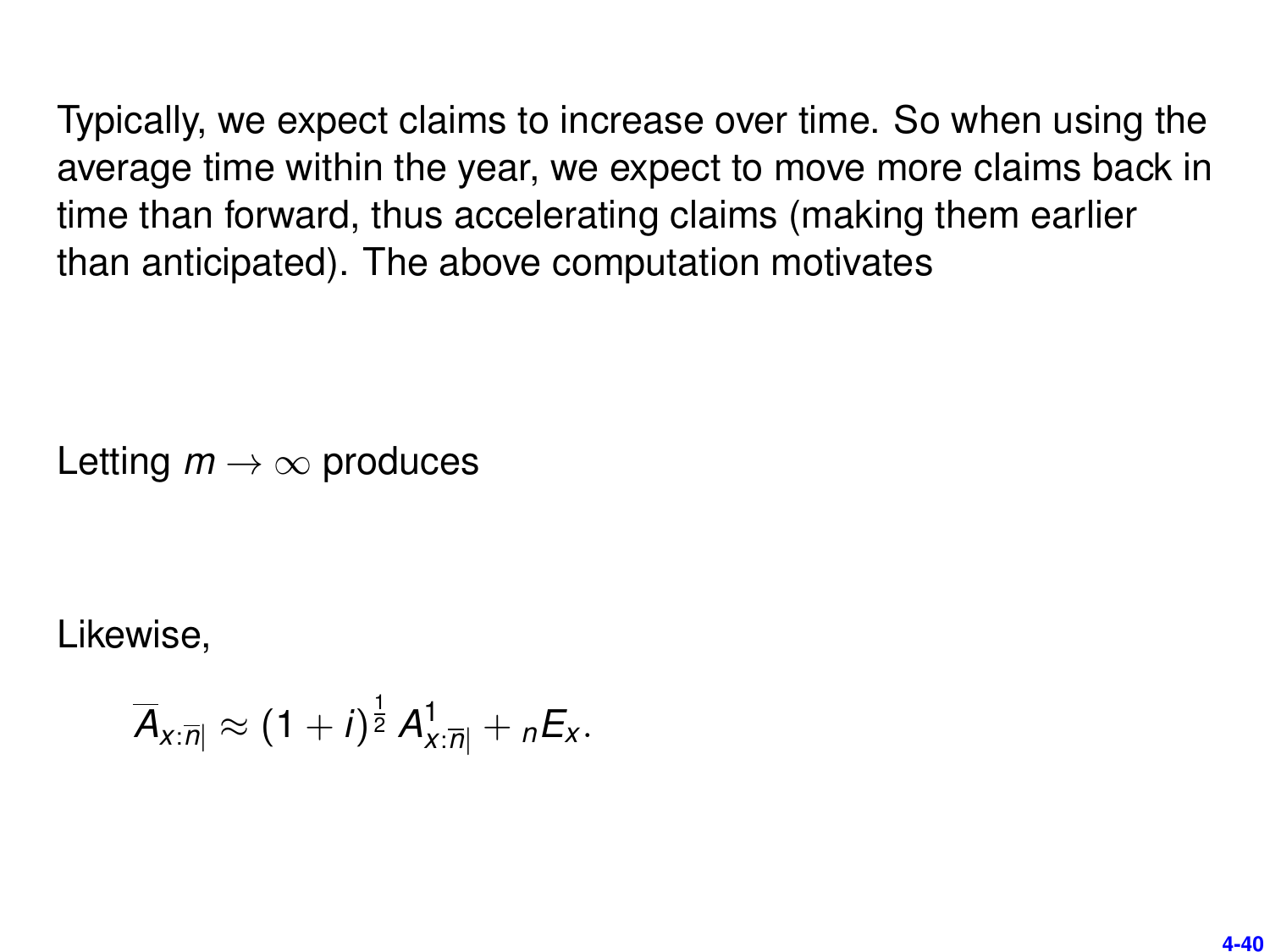Typically, we expect claims to increase over time. So when using the average time within the year, we expect to move more claims back in time than forward, thus accelerating claims (making them earlier than anticipated). The above computation motivates

Letting $m \to \infty$ produces

Likewise,

$$\overline{A}_{x:\overline{n}|} \approx (1+i)^{\frac{1}{2}} \, A^{1}_{x:\overline{n}|} + {}_{n}E_{x}.$$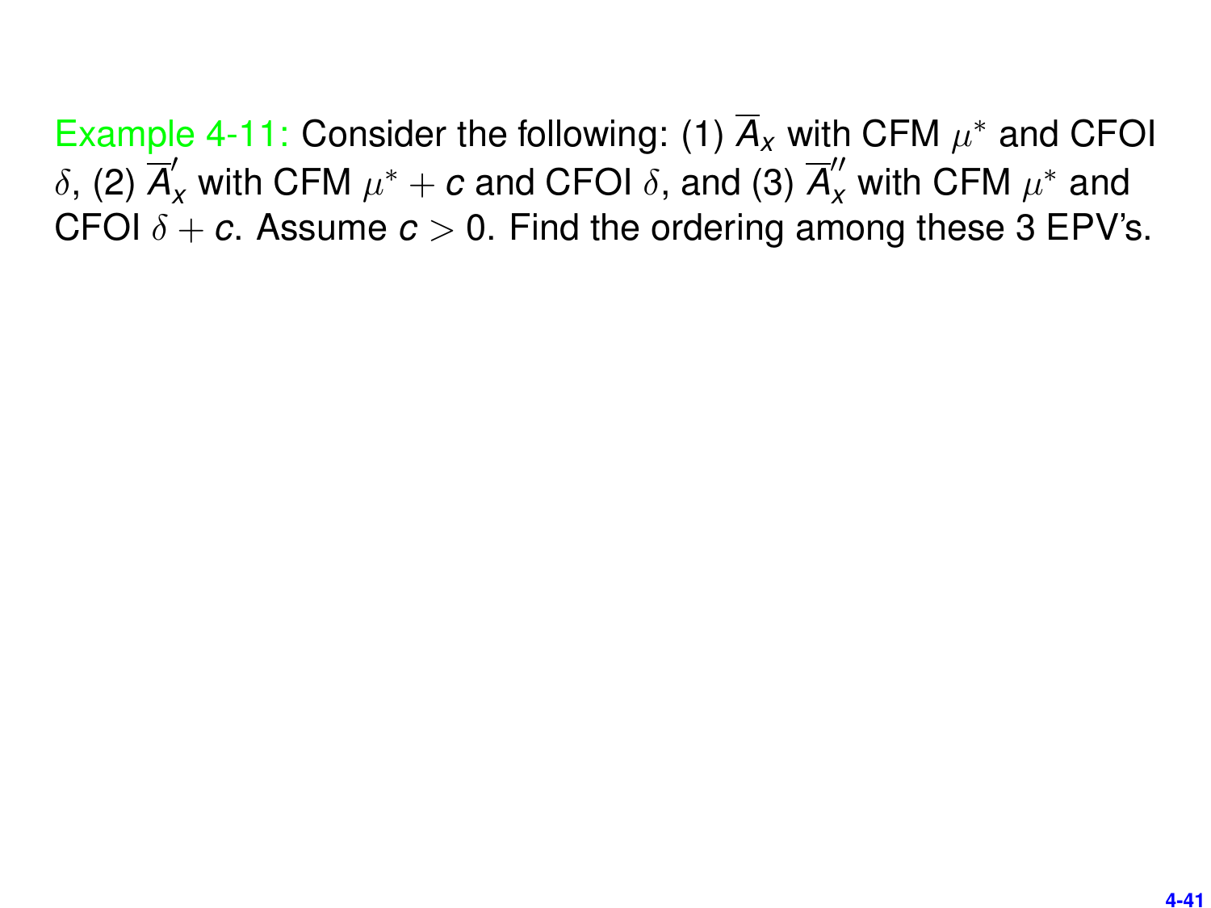Example 4-11: Consider the following: (1) $\overline{A}_x$ with CFM $\mu^*$ and CFOI $\delta$, (2) $\overline{A}_x'$ with CFM $\mu^* + c$ and CFOI $\delta$, and (3) $\overline{A}_x''$ with CFM $\mu^*$ and CFOI $\delta + c$. Assume $c > 0$. Find the ordering among these 3 EPV's.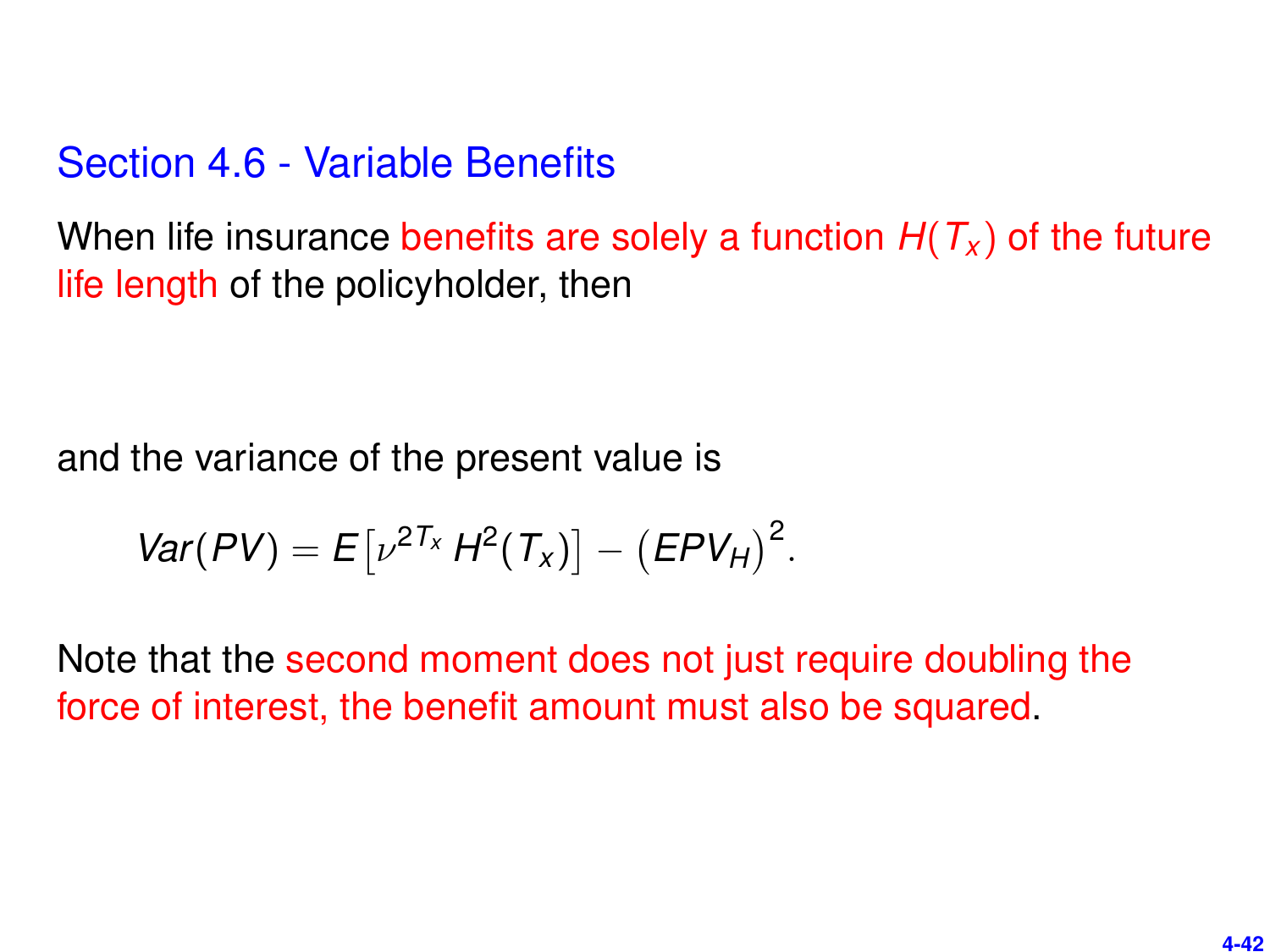## Section 4.6 - Variable Benefits

When life insurance benefits are solely a function $H(T_x)$ of the future life length of the policyholder, then

and the variance of the present value is

$$Var(PV) = E\left[\nu^{2T_x} H^2(T_x)\right] - \left(EPV_H\right)^2.$$

Note that the second moment does not just require doubling the force of interest, the benefit amount must also be squared.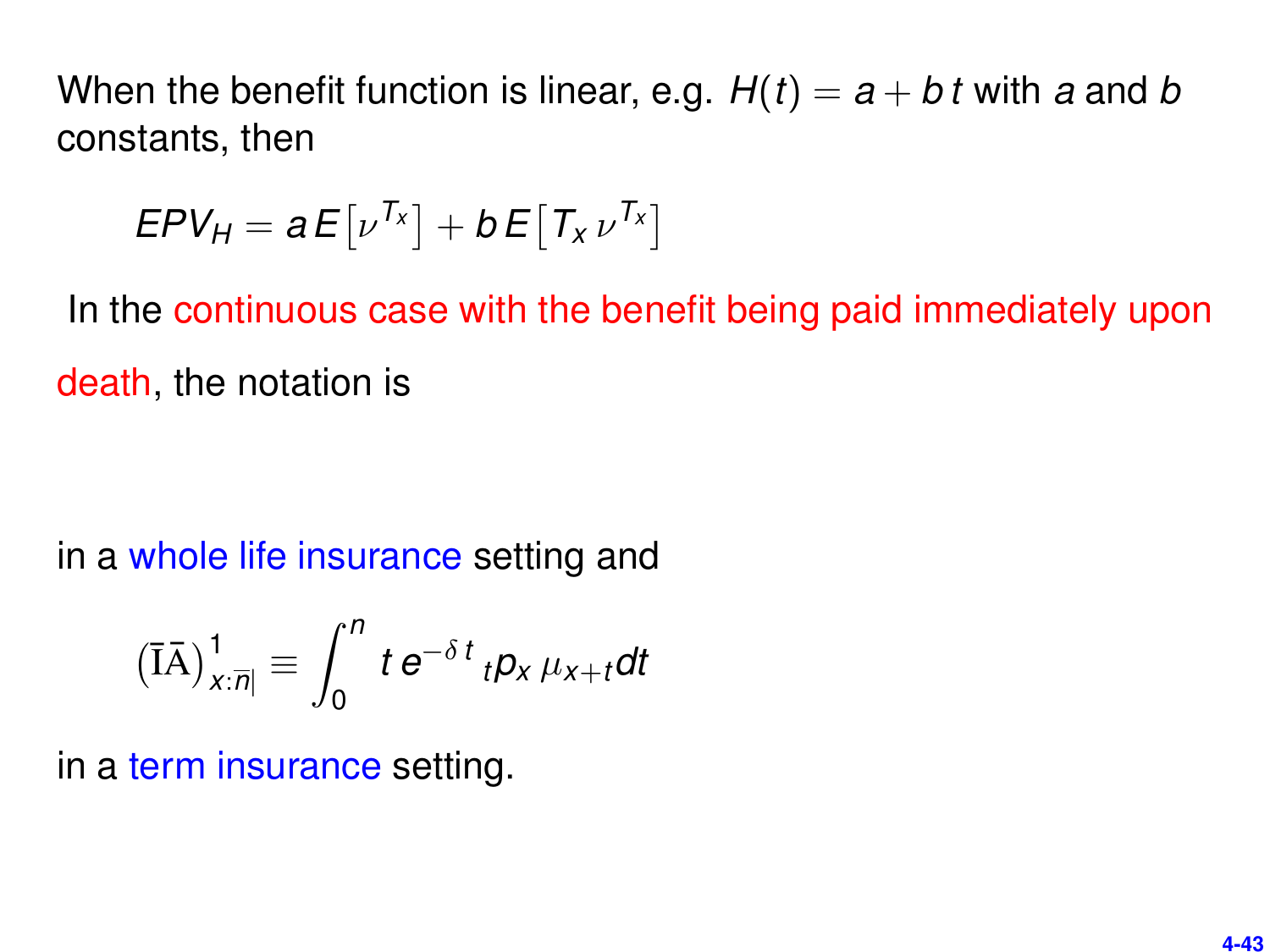When the benefit function is linear, e.g. $H(t) = a + b\,t$ with $a$ and $b$ constants, then

$$EPV_H = a\,E\left[\nu^{T_x}\right] + b\,E\left[T_x\,\nu^{T_x}\right]$$

In the continuous case with the benefit being paid immediately upon death, the notation is

in a whole life insurance setting and

$$\left(\bar{\mathrm{I}}\bar{\mathrm{A}}\right)^{1}_{x:\overline{n}|} \equiv \int_0^n t\,e^{-\delta\,t}\,{}_tp_x\,\mu_{x+t}dt$$

in a term insurance setting.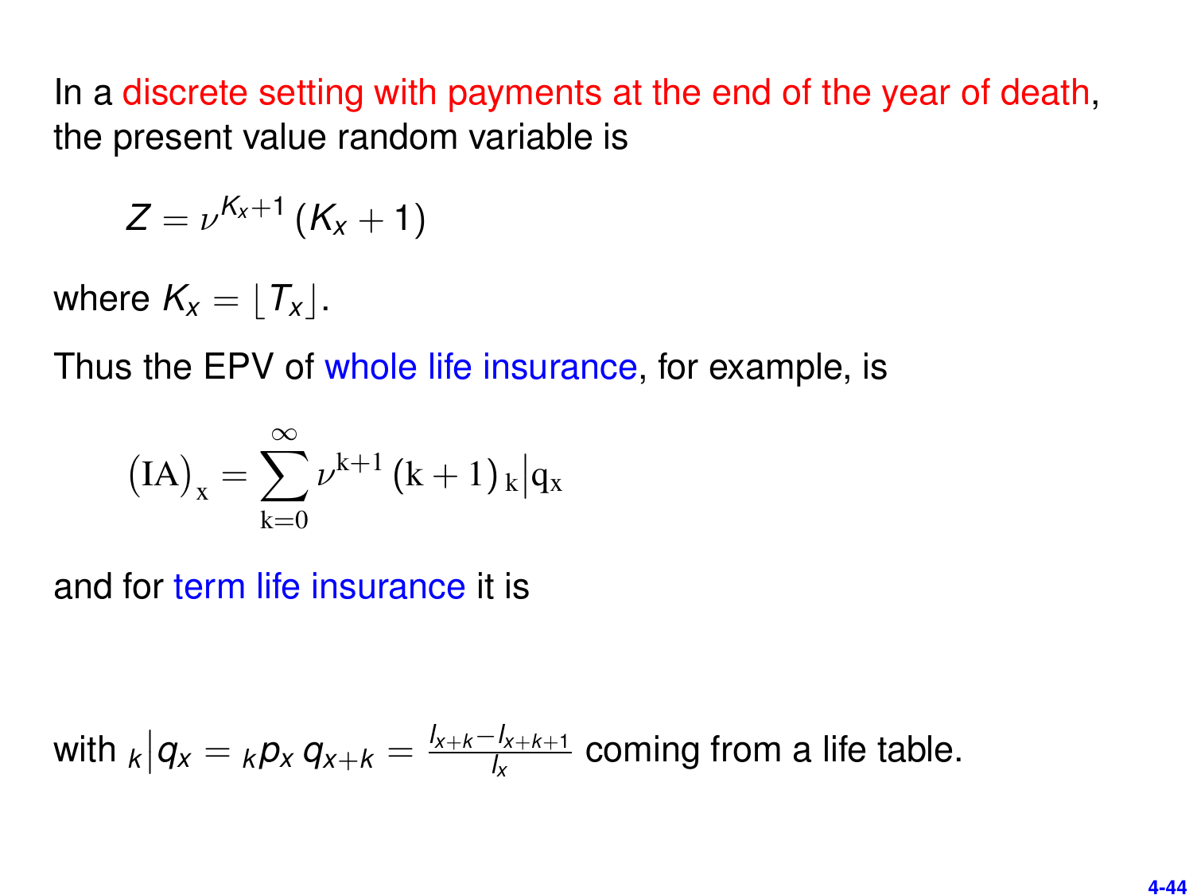In a discrete setting with payments at the end of the year of death, the present value random variable is

$$Z = \nu^{K_x+1}(K_x+1)$$

where $K_x = \lfloor T_x \rfloor$.

Thus the EPV of whole life insurance, for example, is

$$(IA)_x = \sum_{k=0}^{\infty} \nu^{k+1}(k+1)\, {}_{k|}q_x$$

and for term life insurance it is

with ${}_{k|}q_x = {}_kp_x\, q_{x+k} = \frac{l_{x+k} - l_{x+k+1}}{l_x}$ coming from a life table.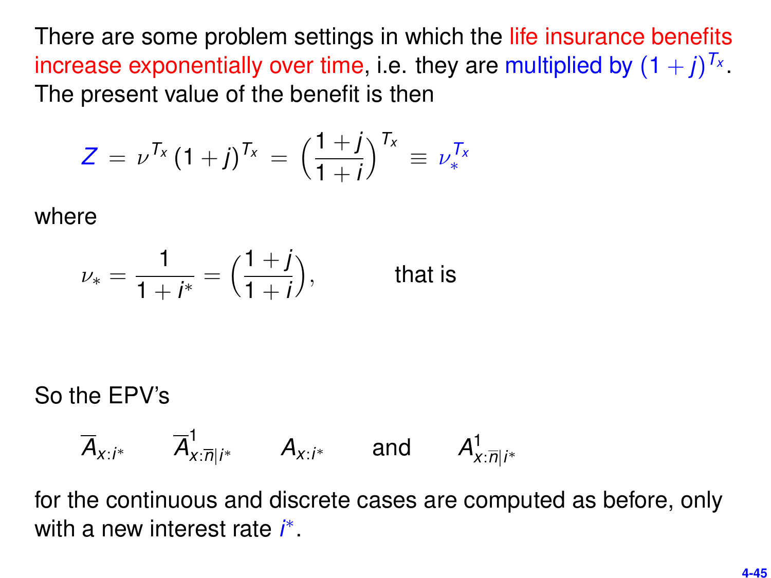There are some problem settings in which the life insurance benefits increase exponentially over time, i.e. they are multiplied by $(1+j)^{T_x}$. The present value of the benefit is then

$$Z = \nu^{T_x} (1+j)^{T_x} = \left(\frac{1+j}{1+i}\right)^{T_x} \equiv \nu_*^{T_x}$$

where

$$\nu_* = \frac{1}{1+i^*} = \left(\frac{1+j}{1+i}\right), \qquad \text{that is}$$

So the EPV's

$$\overline{A}_{x:i^*} \qquad \overline{A}^{\,1}_{x:\overline{n}|i^*} \qquad A_{x:i^*} \qquad \text{and} \qquad A^{1}_{x:\overline{n}|i^*}$$

for the continuous and discrete cases are computed as before, only with a new interest rate $i^*$.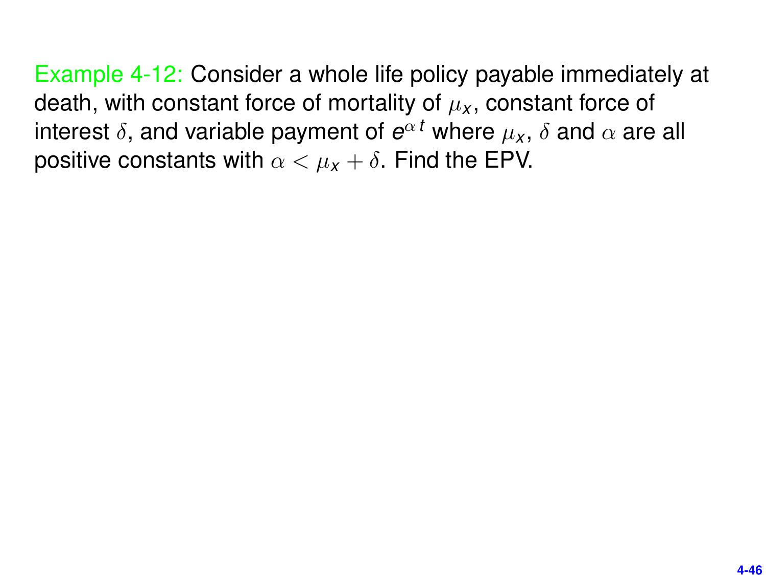Example 4-12: Consider a whole life policy payable immediately at death, with constant force of mortality of $\mu_x$, constant force of interest $\delta$, and variable payment of $e^{\alpha t}$ where $\mu_x$, $\delta$ and $\alpha$ are all positive constants with $\alpha < \mu_x + \delta$. Find the EPV.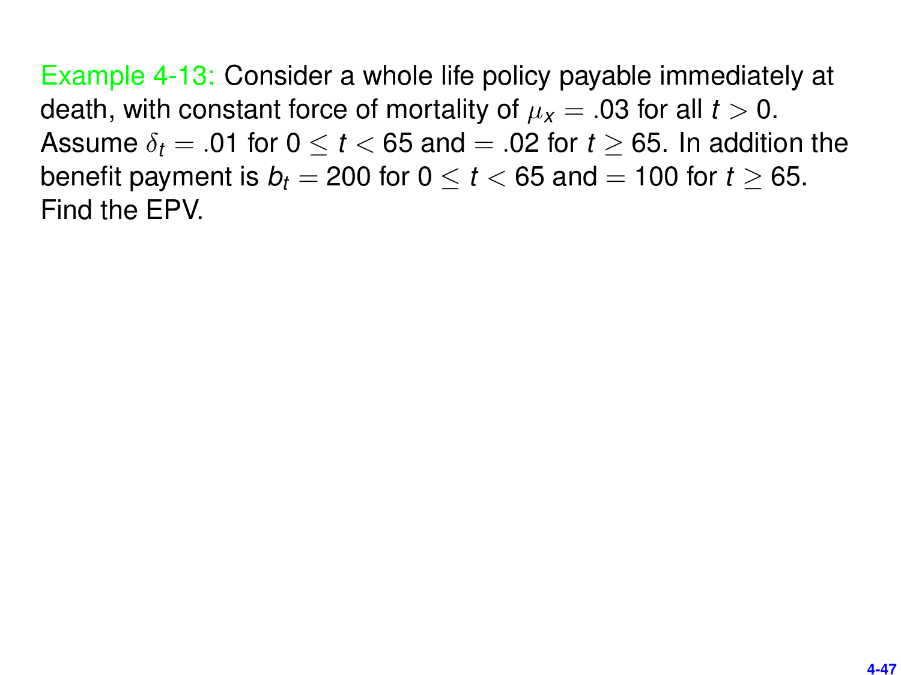Example 4-13: Consider a whole life policy payable immediately at death, with constant force of mortality of $\mu_x = .03$ for all $t > 0$. Assume $\delta_t = .01$ for $0 \leq t < 65$ and $= .02$ for $t \geq 65$. In addition the benefit payment is $b_t = 200$ for $0 \leq t < 65$ and $= 100$ for $t \geq 65$. Find the EPV.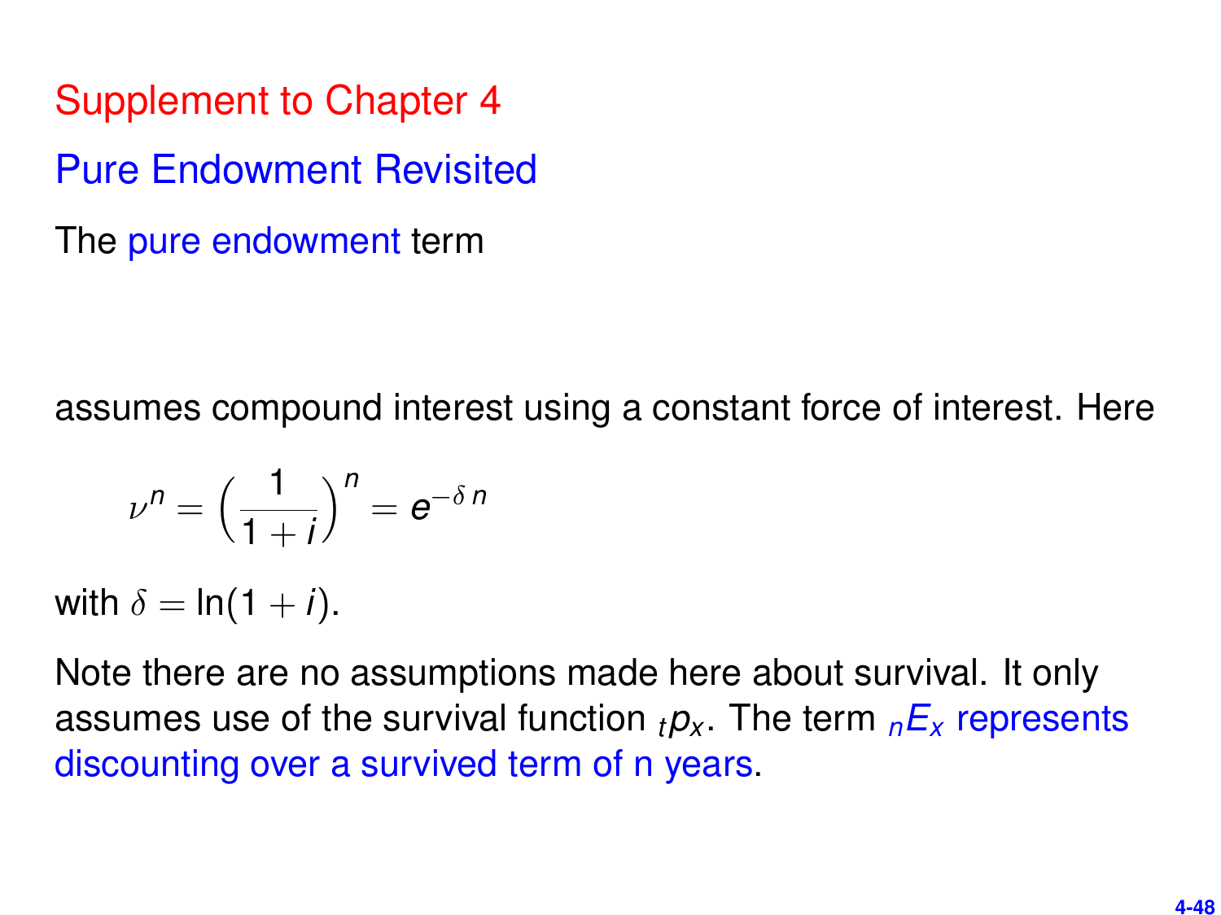# Supplement to Chapter 4

## Pure Endowment Revisited

The pure endowment term

assumes compound interest using a constant force of interest. Here

$$\nu^n = \left(\frac{1}{1+i}\right)^n = e^{-\delta\, n}$$

with $\delta = \ln(1+i)$.

Note there are no assumptions made here about survival. It only assumes use of the survival function ${}_tp_x$. The term ${}_nE_x$ represents discounting over a survived term of n years.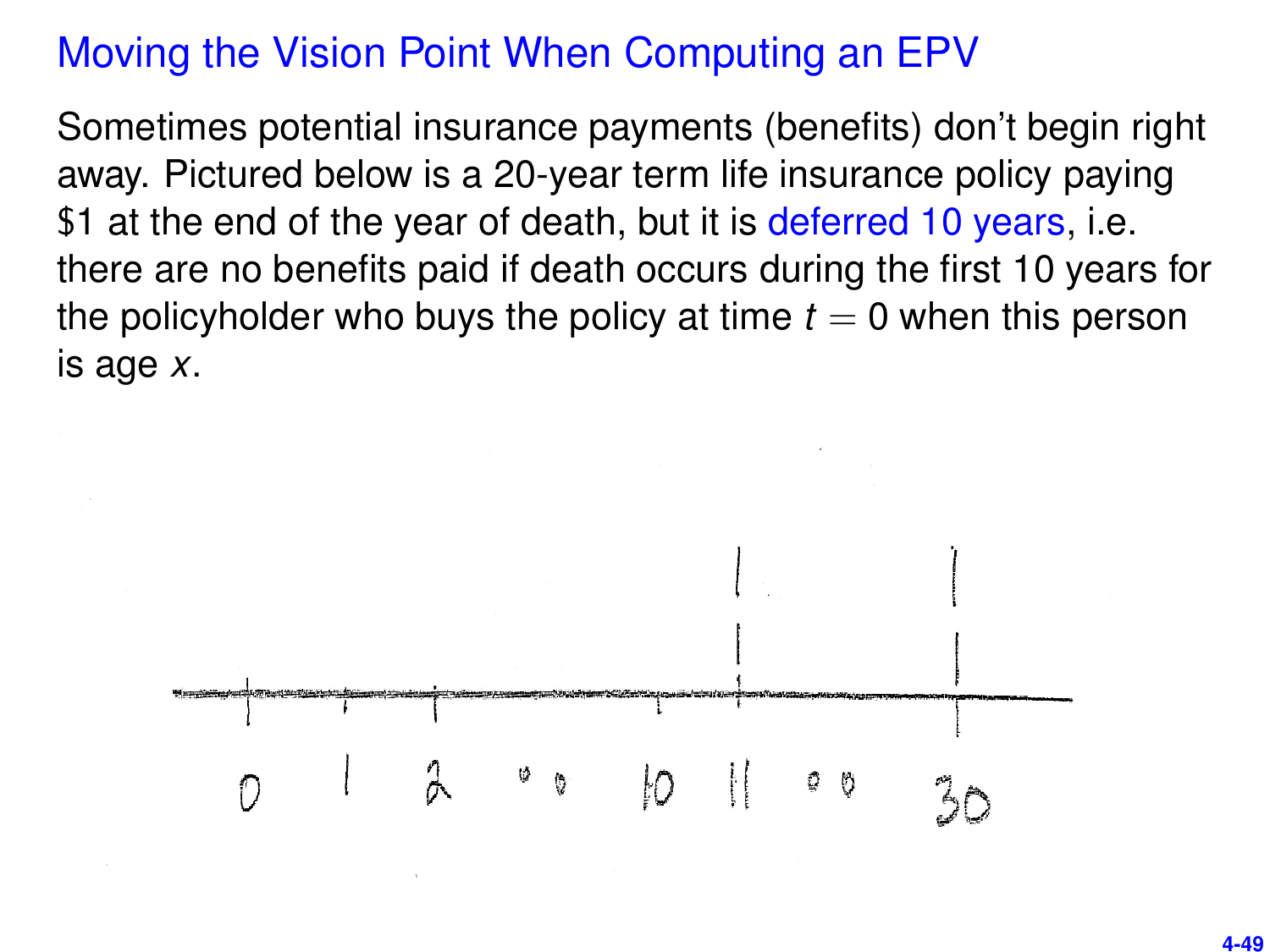# Moving the Vision Point When Computing an EPV

Sometimes potential insurance payments (benefits) don't begin right away. Pictured below is a 20-year term life insurance policy paying \$1 at the end of the year of death, but it is deferred 10 years, i.e. there are no benefits paid if death occurs during the first 10 years for the policyholder who buys the policy at time $t = 0$ when this person is age $x$.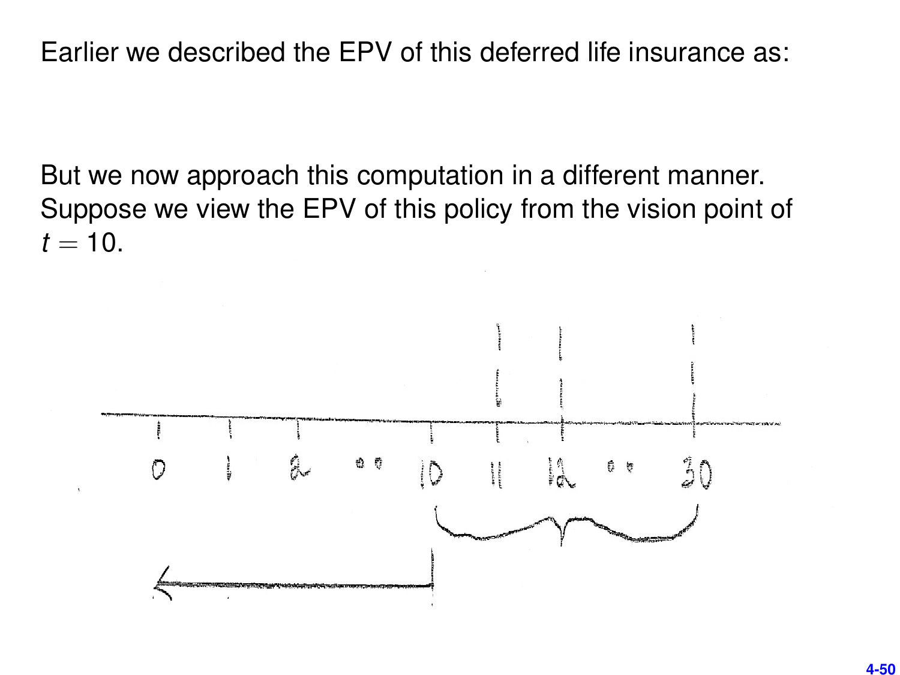Earlier we described the EPV of this deferred life insurance as:

But we now approach this computation in a different manner. Suppose we view the EPV of this policy from the vision point of $t = 10$.

0

1

2

10

11

12

30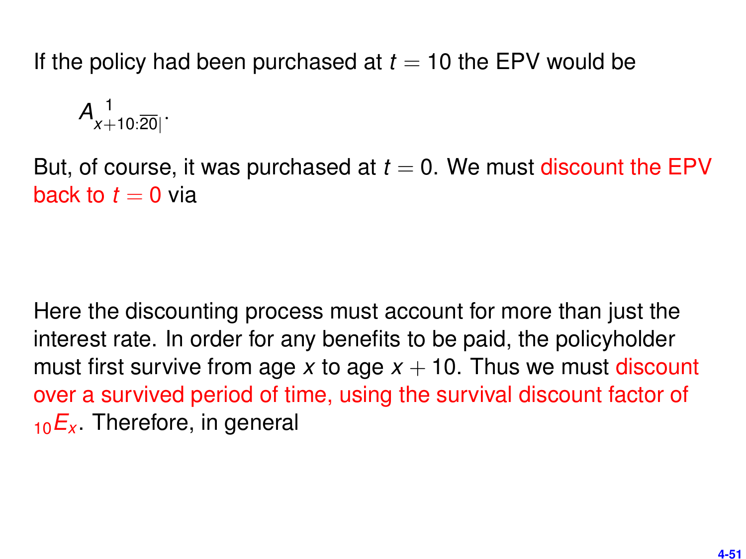If the policy had been purchased at $t = 10$ the EPV would be

$$A^{\ 1}_{x+10:\overline{20}|}.$$

But, of course, it was purchased at $t = 0$. We must discount the EPV back to $t = 0$ via

Here the discounting process must account for more than just the interest rate. In order for any benefits to be paid, the policyholder must first survive from age $x$ to age $x + 10$. Thus we must discount over a survived period of time, using the survival discount factor of ${}_{10}E_x$. Therefore, in general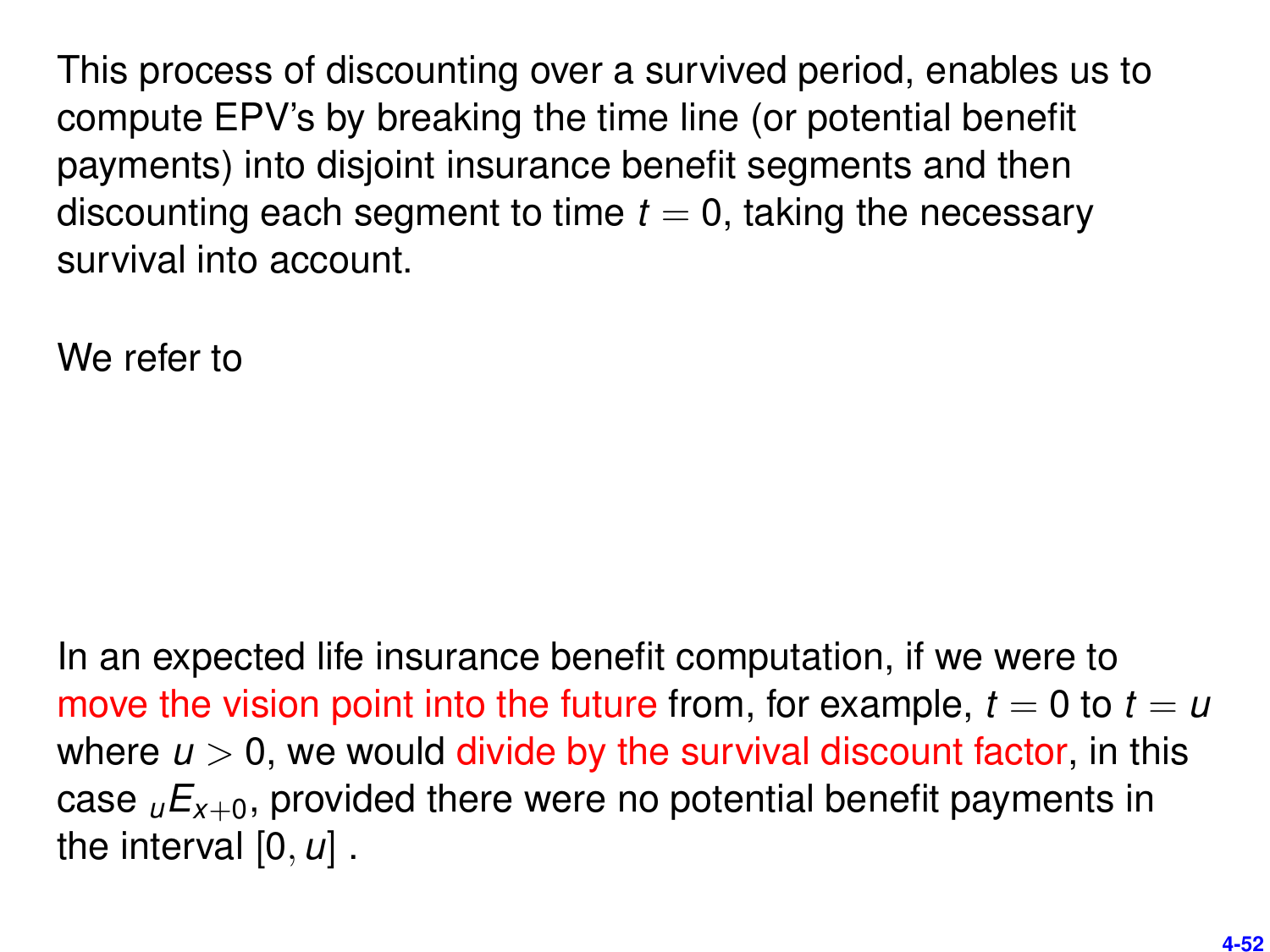This process of discounting over a survived period, enables us to compute EPV's by breaking the time line (or potential benefit payments) into disjoint insurance benefit segments and then discounting each segment to time $t = 0$, taking the necessary survival into account.

We refer to

In an expected life insurance benefit computation, if we were to move the vision point into the future from, for example, $t = 0$ to $t = u$ where $u > 0$, we would divide by the survival discount factor, in this case ${}_uE_{x+0}$, provided there were no potential benefit payments in the interval $[0, u]$ .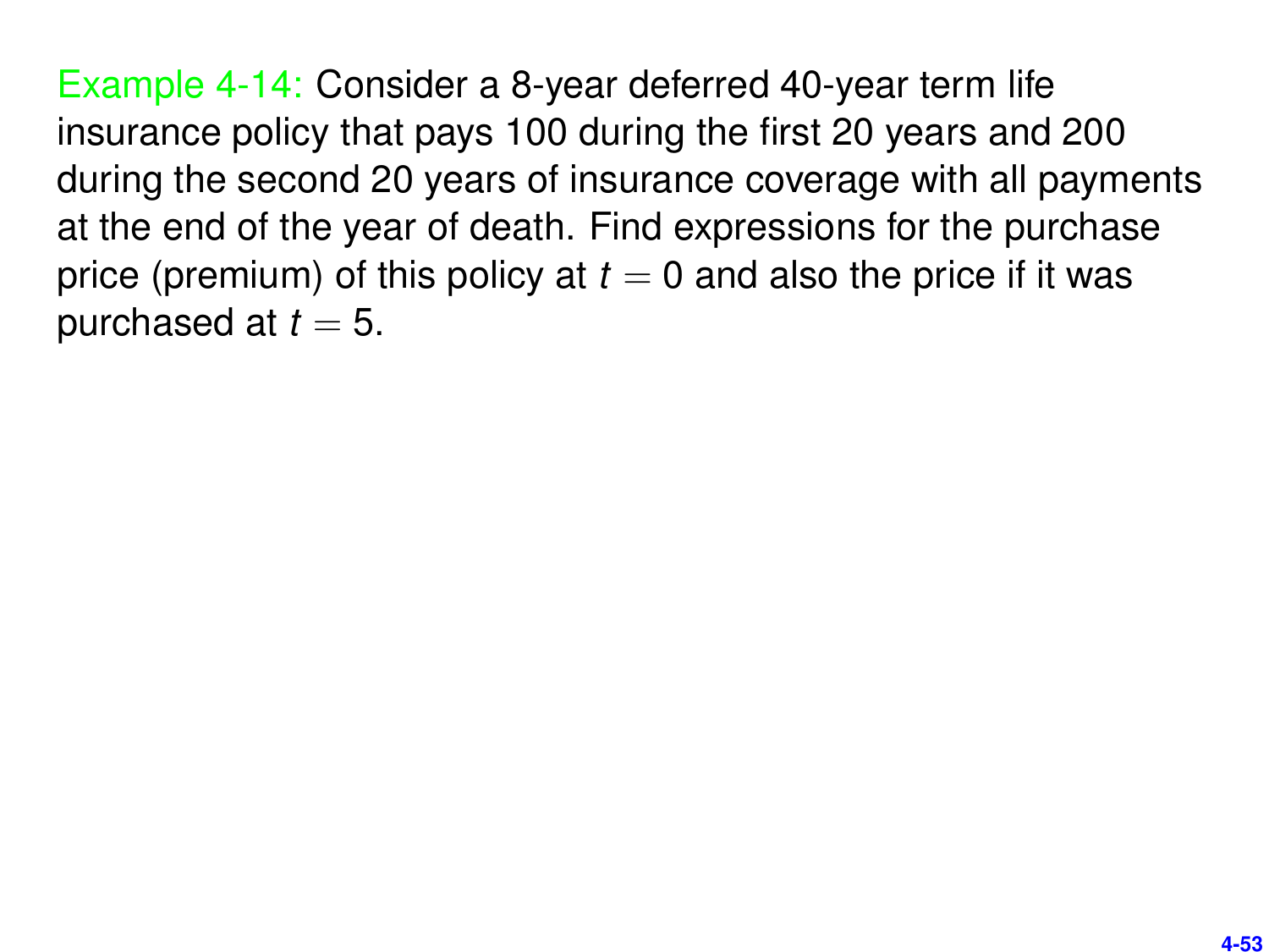Example 4-14: Consider a 8-year deferred 40-year term life insurance policy that pays 100 during the first 20 years and 200 during the second 20 years of insurance coverage with all payments at the end of the year of death. Find expressions for the purchase price (premium) of this policy at $t = 0$ and also the price if it was purchased at $t = 5$.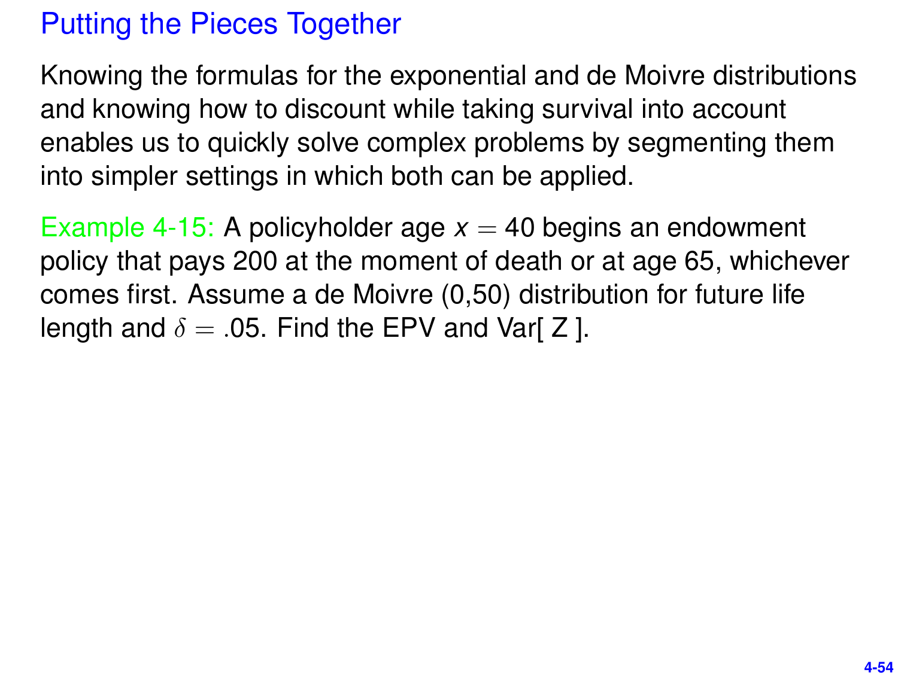# Putting the Pieces Together

Knowing the formulas for the exponential and de Moivre distributions and knowing how to discount while taking survival into account enables us to quickly solve complex problems by segmenting them into simpler settings in which both can be applied.

Example 4-15: A policyholder age $x = 40$ begins an endowment policy that pays 200 at the moment of death or at age 65, whichever comes first. Assume a de Moivre (0,50) distribution for future life length and $\delta = .05$. Find the EPV and Var[ Z ].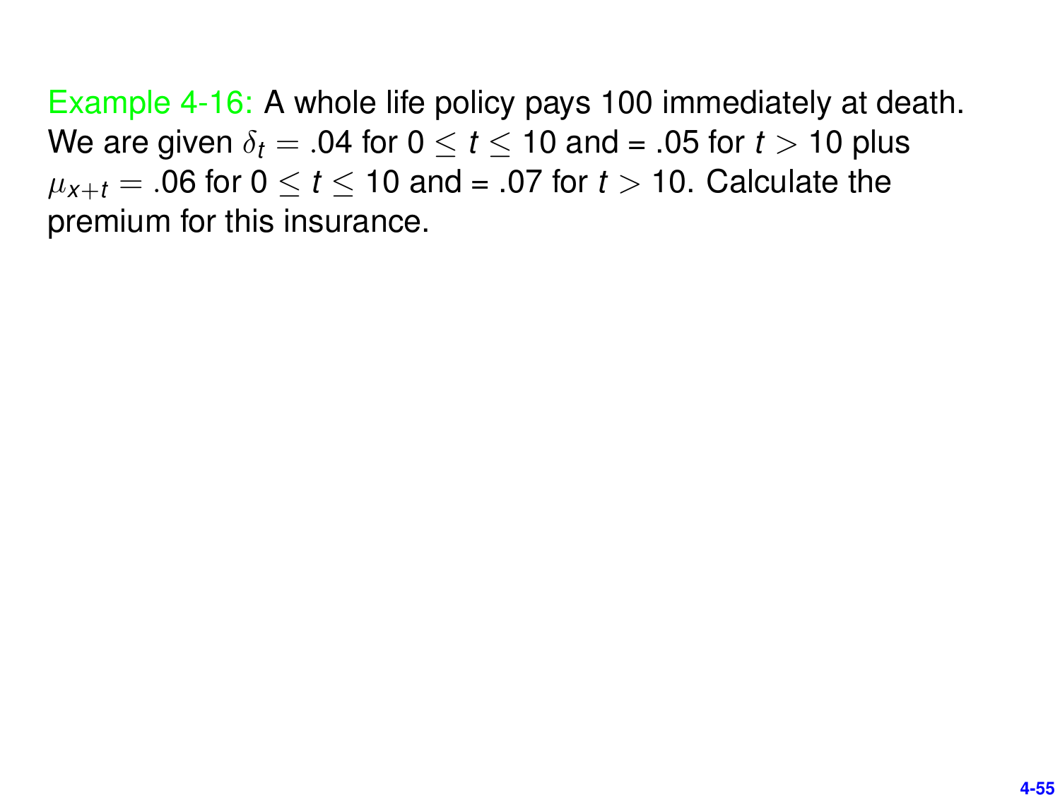Example 4-16: A whole life policy pays 100 immediately at death. We are given $\delta_t = .04$ for $0 \leq t \leq 10$ and = .05 for $t > 10$ plus $\mu_{x+t} = .06$ for $0 \leq t \leq 10$ and = .07 for $t > 10$. Calculate the premium for this insurance.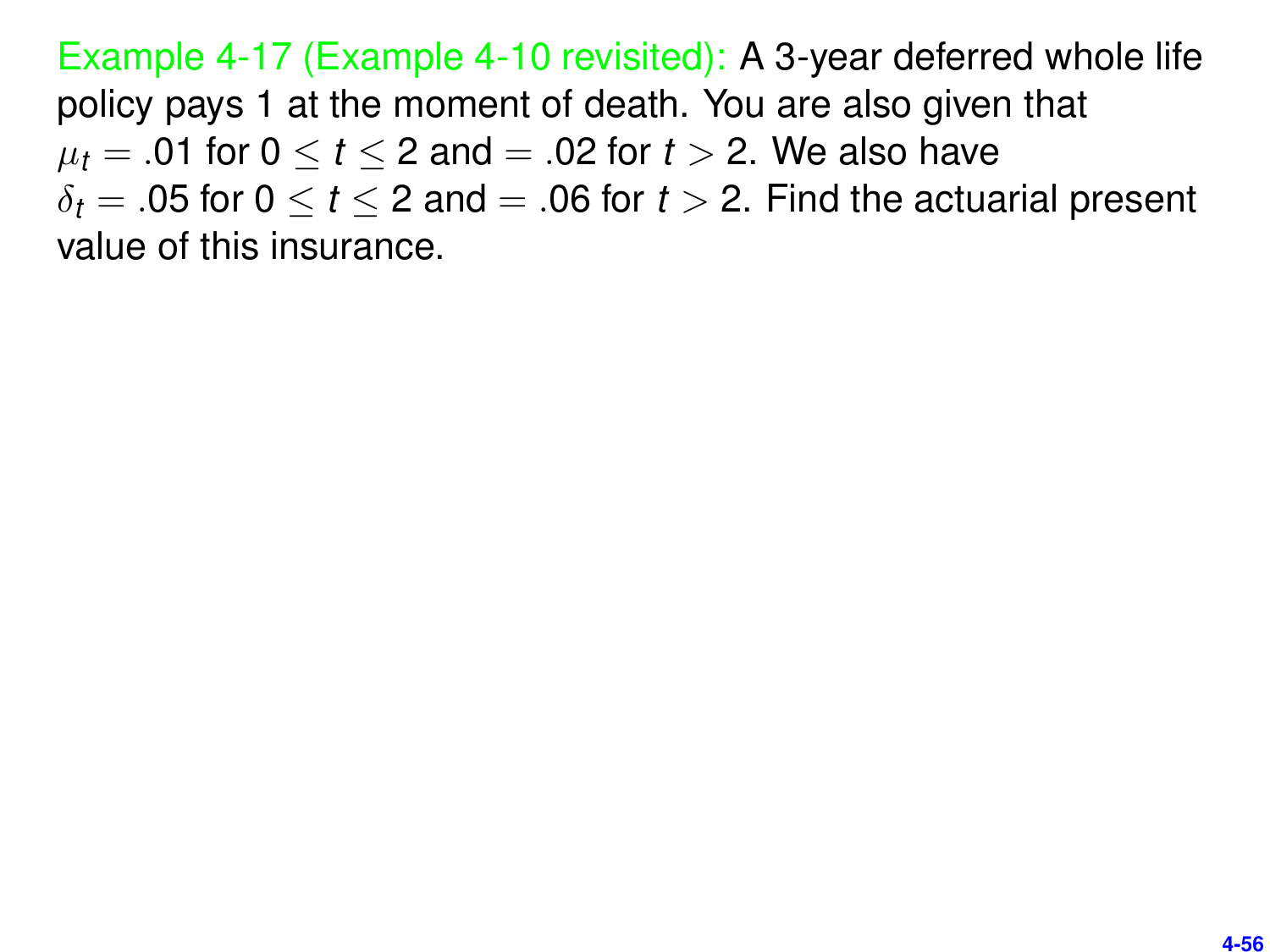Example 4-17 (Example 4-10 revisited): A 3-year deferred whole life policy pays 1 at the moment of death. You are also given that $\mu_t = .01$ for $0 \le t \le 2$ and $= .02$ for $t > 2$. We also have $\delta_t = .05$ for $0 \le t \le 2$ and $= .06$ for $t > 2$. Find the actuarial present value of this insurance.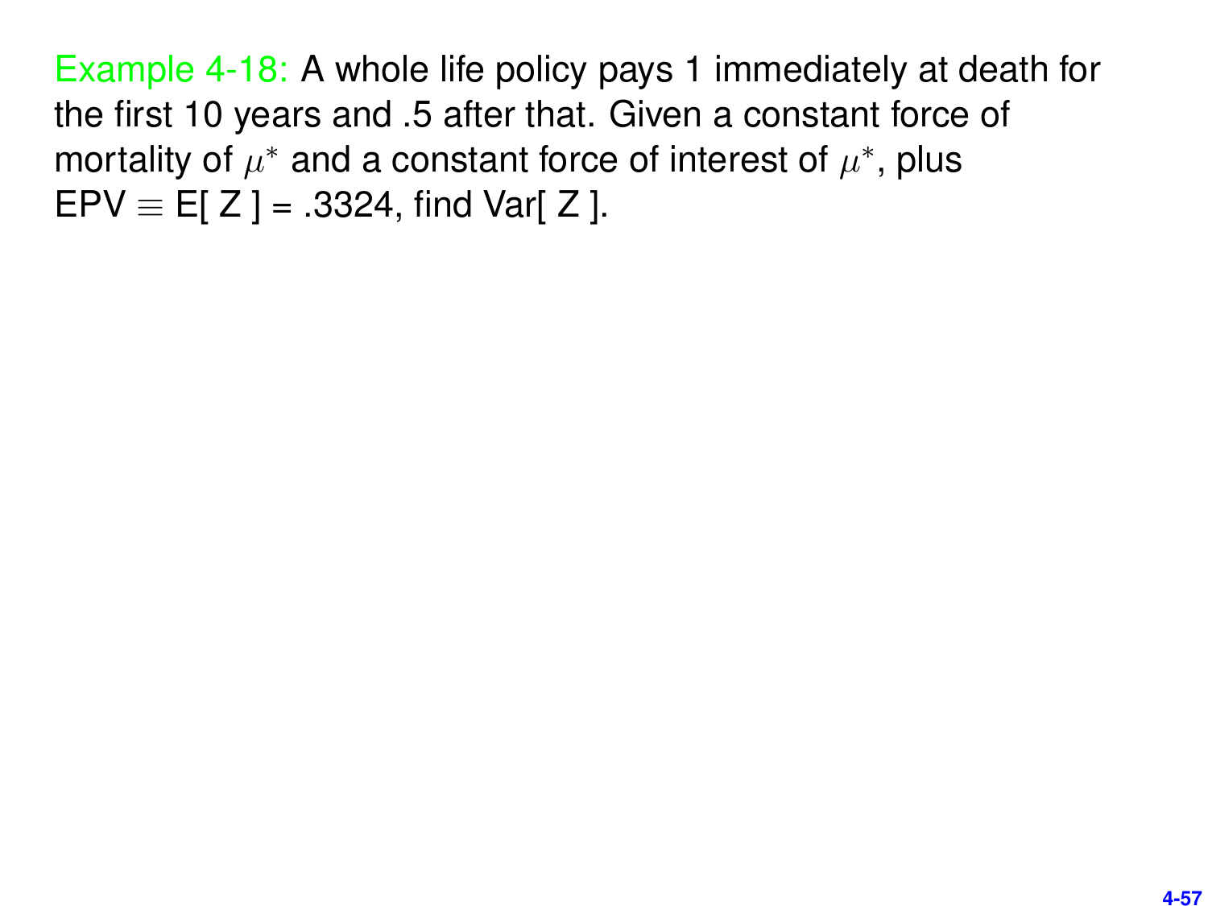Example 4-18: A whole life policy pays 1 immediately at death for the first 10 years and .5 after that. Given a constant force of mortality of $\mu^*$ and a constant force of interest of $\mu^*$, plus EPV $\equiv$ E[ Z ] = .3324, find Var[ Z ].